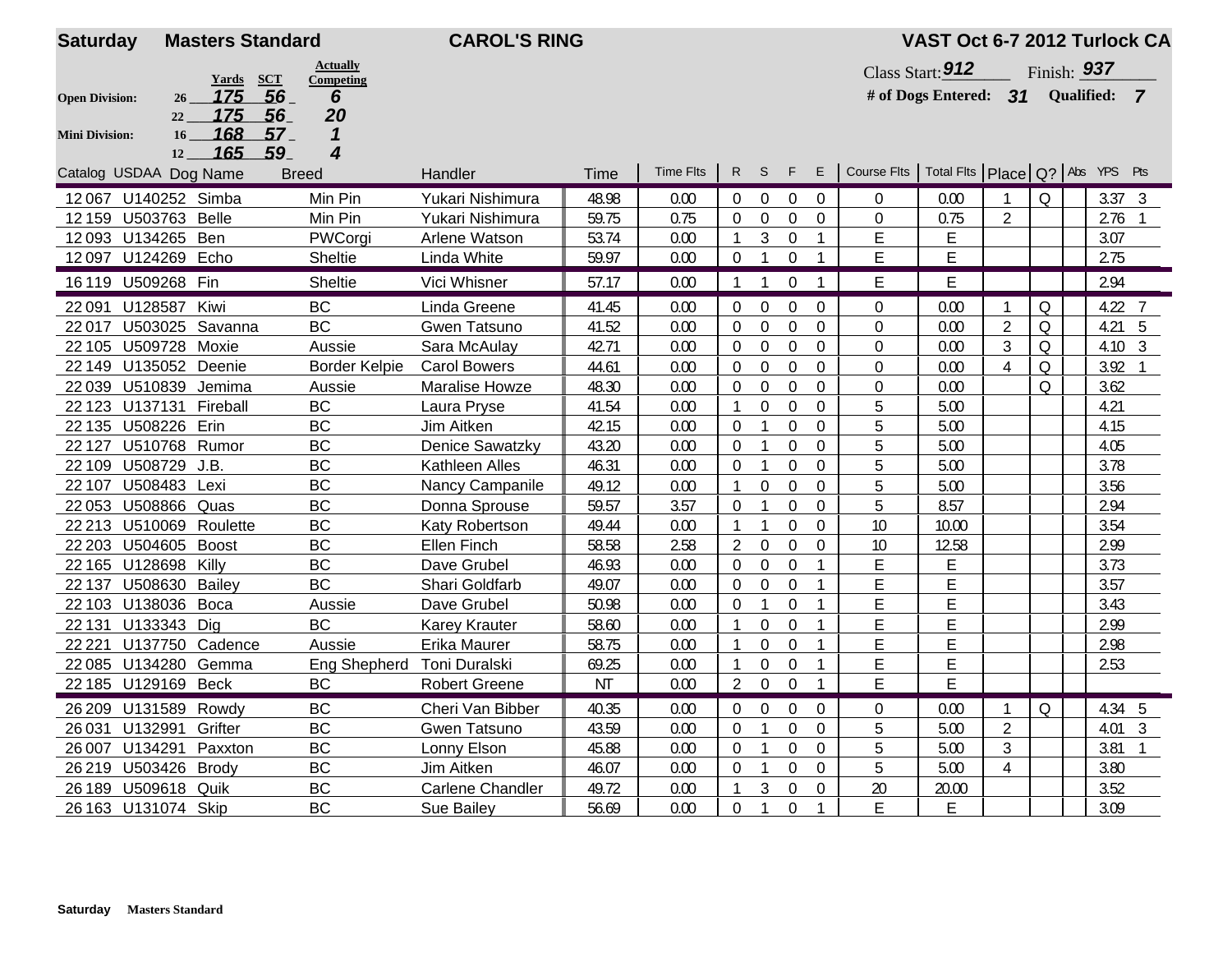**Saturday** **Masters Standard** **CAROL'S RING** **VAST Oct 6-7 2012 Turlock CA**

| | | Yards | SCT | Actually Competing |
|---|---|---|---|---|
| **Open Division:** | 26 | 175 | 56 | 6 |
| | 22 | 175 | 56 | 20 |
| **Mini Division:** | 16 | 168 | 57 | 1 |
| | 12 | 165 | 59 | 4 |

Class Start: **912** Finish: **937**

**# of Dogs Entered: 31** **Qualified: 7**

| Catalog | USDAA | Dog Name | Breed | Handler | Time | Time Flts | R | S | F | E | Course Flts | Total Flts | Place | Q? | Abs | YPS | Pts |
|---|---|---|---|---|---|---|---|---|---|---|---|---|---|---|---|---|---|
| 12 067 | U140252 | Simba | Min Pin | Yukari Nishimura | 48.98 | 0.00 | 0 | 0 | 0 | 0 | 0 | 0.00 | 1 | Q | | 3.37 | 3 |
| 12 159 | U503763 | Belle | Min Pin | Yukari Nishimura | 59.75 | 0.75 | 0 | 0 | 0 | 0 | 0 | 0.75 | 2 | | | 2.76 | 1 |
| 12 093 | U134265 | Ben | PWCorgi | Arlene Watson | 53.74 | 0.00 | 1 | 3 | 0 | 1 | E | E | | | | 3.07 | |
| 12 097 | U124269 | Echo | Sheltie | Linda White | 59.97 | 0.00 | 0 | 1 | 0 | 1 | E | E | | | | 2.75 | |
| 16 119 | U509268 | Fin | Sheltie | Vici Whisner | 57.17 | 0.00 | 1 | 1 | 0 | 1 | E | E | | | | 2.94 | |
| 22 091 | U128587 | Kiwi | BC | Linda Greene | 41.45 | 0.00 | 0 | 0 | 0 | 0 | 0 | 0.00 | 1 | Q | | 4.22 | 7 |
| 22 017 | U503025 | Savanna | BC | Gwen Tatsuno | 41.52 | 0.00 | 0 | 0 | 0 | 0 | 0 | 0.00 | 2 | Q | | 4.21 | 5 |
| 22 105 | U509728 | Moxie | Aussie | Sara McAulay | 42.71 | 0.00 | 0 | 0 | 0 | 0 | 0 | 0.00 | 3 | Q | | 4.10 | 3 |
| 22 149 | U135052 | Deenie | Border Kelpie | Carol Bowers | 44.61 | 0.00 | 0 | 0 | 0 | 0 | 0 | 0.00 | 4 | Q | | 3.92 | 1 |
| 22 039 | U510839 | Jemima | Aussie | Maralise Howze | 48.30 | 0.00 | 0 | 0 | 0 | 0 | 0 | 0.00 | | Q | | 3.62 | |
| 22 123 | U137131 | Fireball | BC | Laura Pryse | 41.54 | 0.00 | 1 | 0 | 0 | 0 | 5 | 5.00 | | | | 4.21 | |
| 22 135 | U508226 | Erin | BC | Jim Aitken | 42.15 | 0.00 | 0 | 1 | 0 | 0 | 5 | 5.00 | | | | 4.15 | |
| 22 127 | U510768 | Rumor | BC | Denice Sawatzky | 43.20 | 0.00 | 0 | 1 | 0 | 0 | 5 | 5.00 | | | | 4.05 | |
| 22 109 | U508729 | J.B. | BC | Kathleen Alles | 46.31 | 0.00 | 0 | 1 | 0 | 0 | 5 | 5.00 | | | | 3.78 | |
| 22 107 | U508483 | Lexi | BC | Nancy Campanile | 49.12 | 0.00 | 1 | 0 | 0 | 0 | 5 | 5.00 | | | | 3.56 | |
| 22 053 | U508866 | Quas | BC | Donna Sprouse | 59.57 | 3.57 | 0 | 1 | 0 | 0 | 5 | 8.57 | | | | 2.94 | |
| 22 213 | U510069 | Roulette | BC | Katy Robertson | 49.44 | 0.00 | 1 | 1 | 0 | 0 | 10 | 10.00 | | | | 3.54 | |
| 22 203 | U504605 | Boost | BC | Ellen Finch | 58.58 | 2.58 | 2 | 0 | 0 | 0 | 10 | 12.58 | | | | 2.99 | |
| 22 165 | U128698 | Killy | BC | Dave Grubel | 46.93 | 0.00 | 0 | 0 | 0 | 1 | E | E | | | | 3.73 | |
| 22 137 | U508630 | Bailey | BC | Shari Goldfarb | 49.07 | 0.00 | 0 | 0 | 0 | 1 | E | E | | | | 3.57 | |
| 22 103 | U138036 | Boca | Aussie | Dave Grubel | 50.98 | 0.00 | 0 | 1 | 0 | 1 | E | E | | | | 3.43 | |
| 22 131 | U133343 | Dig | BC | Karey Krauter | 58.60 | 0.00 | 1 | 0 | 0 | 1 | E | E | | | | 2.99 | |
| 22 221 | U137750 | Cadence | Aussie | Erika Maurer | 58.75 | 0.00 | 1 | 0 | 0 | 1 | E | E | | | | 2.98 | |
| 22 085 | U134280 | Gemma | Eng Shepherd | Toni Duralski | 69.25 | 0.00 | 1 | 0 | 0 | 1 | E | E | | | | 2.53 | |
| 22 185 | U129169 | Beck | BC | Robert Greene | NT | 0.00 | 2 | 0 | 0 | 1 | E | E | | | | | |
| 26 209 | U131589 | Rowdy | BC | Cheri Van Bibber | 40.35 | 0.00 | 0 | 0 | 0 | 0 | 0 | 0.00 | 1 | Q | | 4.34 | 5 |
| 26 031 | U132991 | Grifter | BC | Gwen Tatsuno | 43.59 | 0.00 | 0 | 1 | 0 | 0 | 5 | 5.00 | 2 | | | 4.01 | 3 |
| 26 007 | U134291 | Paxxton | BC | Lonny Elson | 45.88 | 0.00 | 0 | 1 | 0 | 0 | 5 | 5.00 | 3 | | | 3.81 | 1 |
| 26 219 | U503426 | Brody | BC | Jim Aitken | 46.07 | 0.00 | 0 | 1 | 0 | 0 | 5 | 5.00 | 4 | | | 3.80 | |
| 26 189 | U509618 | Quik | BC | Carlene Chandler | 49.72 | 0.00 | 1 | 3 | 0 | 0 | 20 | 20.00 | | | | 3.52 | |
| 26 163 | U131074 | Skip | BC | Sue Bailey | 56.69 | 0.00 | 0 | 1 | 0 | 1 | E | E | | | | 3.09 | |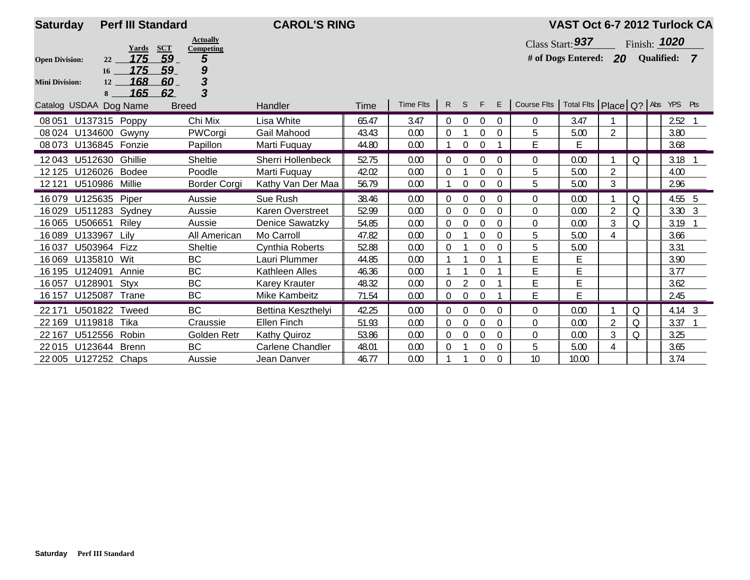**Saturday** **Perf III Standard** **CAROL'S RING** **VAST Oct 6-7 2012 Turlock CA**

| | | Yards | SCT | Actually Competing |
|---|---|---|---|---|
| Open Division: | 22 | 175 | 59 | 5 |
| | 16 | 175 | 59 | 9 |
| Mini Division: | 12 | 168 | 60 | 3 |
| | 8 | 165 | 62 | 3 |

Class Start: 937 Finish: 1020

# of Dogs Entered: 20 Qualified: 7

| Catalog | USDAA | Dog Name | Breed | Handler | Time | Time Flts | R | S | F | E | Course Flts | Total Flts | Place | Q? | Abs | YPS | Pts |
|---|---|---|---|---|---|---|---|---|---|---|---|---|---|---|---|---|---|
| 08 051 | U137315 | Poppy | Chi Mix | Lisa White | 65.47 | 3.47 | 0 | 0 | 0 | 0 | 0 | 3.47 | 1 | | | 2.52 | 1 |
| 08 024 | U134600 | Gwyny | PWCorgi | Gail Mahood | 43.43 | 0.00 | 0 | 1 | 0 | 0 | 5 | 5.00 | 2 | | | 3.80 | |
| 08 073 | U136845 | Fonzie | Papillon | Marti Fuquay | 44.80 | 0.00 | 1 | 0 | 0 | 1 | E | E | | | | 3.68 | |
| 12 043 | U512630 | Ghillie | Sheltie | Sherri Hollenbeck | 52.75 | 0.00 | 0 | 0 | 0 | 0 | 0 | 0.00 | 1 | Q | | 3.18 | 1 |
| 12 125 | U126026 | Bodee | Poodle | Marti Fuquay | 42.02 | 0.00 | 0 | 1 | 0 | 0 | 5 | 5.00 | 2 | | | 4.00 | |
| 12 121 | U510986 | Millie | Border Corgi | Kathy Van Der Maa | 56.79 | 0.00 | 1 | 0 | 0 | 0 | 5 | 5.00 | 3 | | | 2.96 | |
| 16 079 | U125635 | Piper | Aussie | Sue Rush | 38.46 | 0.00 | 0 | 0 | 0 | 0 | 0 | 0.00 | 1 | Q | | 4.55 | 5 |
| 16 029 | U511283 | Sydney | Aussie | Karen Overstreet | 52.99 | 0.00 | 0 | 0 | 0 | 0 | 0 | 0.00 | 2 | Q | | 3.30 | 3 |
| 16 065 | U506651 | Riley | Aussie | Denice Sawatzky | 54.85 | 0.00 | 0 | 0 | 0 | 0 | 0 | 0.00 | 3 | Q | | 3.19 | 1 |
| 16 089 | U133967 | Lily | All American | Mo Carroll | 47.82 | 0.00 | 0 | 1 | 0 | 0 | 5 | 5.00 | 4 | | | 3.66 | |
| 16 037 | U503964 | Fizz | Sheltie | Cynthia Roberts | 52.88 | 0.00 | 0 | 1 | 0 | 0 | 5 | 5.00 | | | | 3.31 | |
| 16 069 | U135810 | Wit | BC | Lauri Plummer | 44.85 | 0.00 | 1 | 1 | 0 | 1 | E | E | | | | 3.90 | |
| 16 195 | U124091 | Annie | BC | Kathleen Alles | 46.36 | 0.00 | 1 | 1 | 0 | 1 | E | E | | | | 3.77 | |
| 16 057 | U128901 | Styx | BC | Karey Krauter | 48.32 | 0.00 | 0 | 2 | 0 | 1 | E | E | | | | 3.62 | |
| 16 157 | U125087 | Trane | BC | Mike Kambeitz | 71.54 | 0.00 | 0 | 0 | 0 | 1 | E | E | | | | 2.45 | |
| 22 171 | U501822 | Tweed | BC | Bettina Keszthelyi | 42.25 | 0.00 | 0 | 0 | 0 | 0 | 0 | 0.00 | 1 | Q | | 4.14 | 3 |
| 22 169 | U119818 | Tika | Craussie | Ellen Finch | 51.93 | 0.00 | 0 | 0 | 0 | 0 | 0 | 0.00 | 2 | Q | | 3.37 | 1 |
| 22 167 | U512556 | Robin | Golden Retr | Kathy Quiroz | 53.86 | 0.00 | 0 | 0 | 0 | 0 | 0 | 0.00 | 3 | Q | | 3.25 | |
| 22 015 | U123644 | Brenn | BC | Carlene Chandler | 48.01 | 0.00 | 0 | 1 | 0 | 0 | 5 | 5.00 | 4 | | | 3.65 | |
| 22 005 | U127252 | Chaps | Aussie | Jean Danver | 46.77 | 0.00 | 1 | 1 | 0 | 0 | 10 | 10.00 | | | | 3.74 | |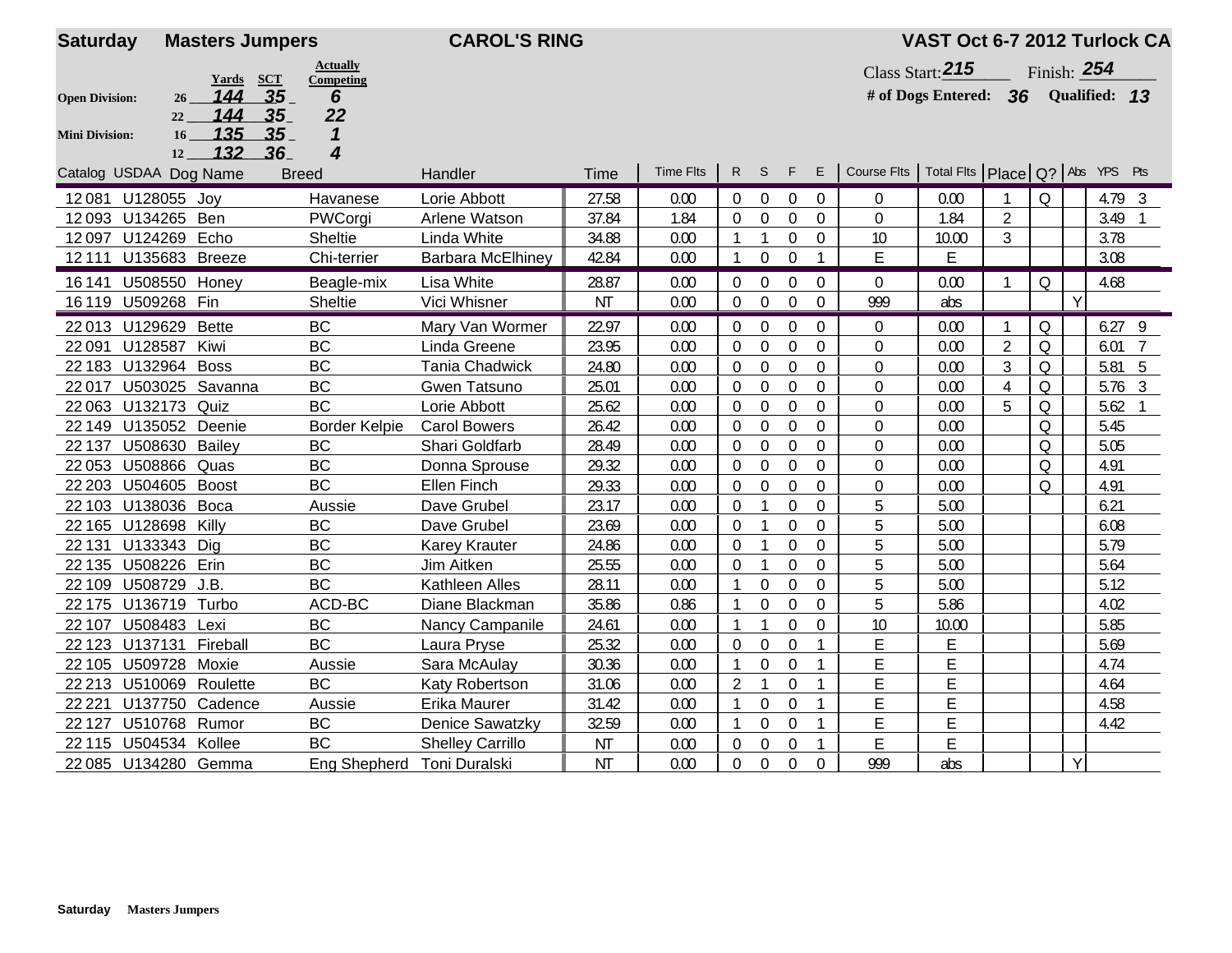**Saturday** **Masters Jumpers** **CAROL'S RING** **VAST Oct 6-7 2012 Turlock CA**

| | | Yards | SCT | Actually Competing |
|---|---|---|---|---|
| **Open Division:** | 26 | 144 | 35 | 6 |
| | 22 | 144 | 35 | 22 |
| **Mini Division:** | 16 | 135 | 35 | 1 |
| | 12 | 132 | 36 | 4 |

Class Start: 215 Finish: 254

# of Dogs Entered: 36 Qualified: 13

| Catalog | USDAA | Dog Name | Breed | Handler | Time | Time Flts | R | S | F | E | Course Flts | Total Flts | Place | Q? | Abs | YPS | Pts |
|---|---|---|---|---|---|---|---|---|---|---|---|---|---|---|---|---|---|
| 12 081 | U128055 | Joy | Havanese | Lorie Abbott | 27.58 | 0.00 | 0 | 0 | 0 | 0 | 0 | 0.00 | 1 | Q | | 4.79 | 3 |
| 12 093 | U134265 | Ben | PWCorgi | Arlene Watson | 37.84 | 1.84 | 0 | 0 | 0 | 0 | 0 | 1.84 | 2 | | | 3.49 | 1 |
| 12 097 | U124269 | Echo | Sheltie | Linda White | 34.88 | 0.00 | 1 | 1 | 0 | 0 | 10 | 10.00 | 3 | | | 3.78 | |
| 12 111 | U135683 | Breeze | Chi-terrier | Barbara McElhiney | 42.84 | 0.00 | 1 | 0 | 0 | 1 | E | E | | | | 3.08 | |
| 16 141 | U508550 | Honey | Beagle-mix | Lisa White | 28.87 | 0.00 | 0 | 0 | 0 | 0 | 0 | 0.00 | 1 | Q | | 4.68 | |
| 16 119 | U509268 | Fin | Sheltie | Vici Whisner | NT | 0.00 | 0 | 0 | 0 | 0 | 999 | abs | | | Y | | |
| 22 013 | U129629 | Bette | BC | Mary Van Wormer | 22.97 | 0.00 | 0 | 0 | 0 | 0 | 0 | 0.00 | 1 | Q | | 6.27 | 9 |
| 22 091 | U128587 | Kiwi | BC | Linda Greene | 23.95 | 0.00 | 0 | 0 | 0 | 0 | 0 | 0.00 | 2 | Q | | 6.01 | 7 |
| 22 183 | U132964 | Boss | BC | Tania Chadwick | 24.80 | 0.00 | 0 | 0 | 0 | 0 | 0 | 0.00 | 3 | Q | | 5.81 | 5 |
| 22 017 | U503025 | Savanna | BC | Gwen Tatsuno | 25.01 | 0.00 | 0 | 0 | 0 | 0 | 0 | 0.00 | 4 | Q | | 5.76 | 3 |
| 22 063 | U132173 | Quiz | BC | Lorie Abbott | 25.62 | 0.00 | 0 | 0 | 0 | 0 | 0 | 0.00 | 5 | Q | | 5.62 | 1 |
| 22 149 | U135052 | Deenie | Border Kelpie | Carol Bowers | 26.42 | 0.00 | 0 | 0 | 0 | 0 | 0 | 0.00 | | Q | | 5.45 | |
| 22 137 | U508630 | Bailey | BC | Shari Goldfarb | 28.49 | 0.00 | 0 | 0 | 0 | 0 | 0 | 0.00 | | Q | | 5.05 | |
| 22 053 | U508866 | Quas | BC | Donna Sprouse | 29.32 | 0.00 | 0 | 0 | 0 | 0 | 0 | 0.00 | | Q | | 4.91 | |
| 22 203 | U504605 | Boost | BC | Ellen Finch | 29.33 | 0.00 | 0 | 0 | 0 | 0 | 0 | 0.00 | | Q | | 4.91 | |
| 22 103 | U138036 | Boca | Aussie | Dave Grubel | 23.17 | 0.00 | 0 | 1 | 0 | 0 | 5 | 5.00 | | | | 6.21 | |
| 22 165 | U128698 | Killy | BC | Dave Grubel | 23.69 | 0.00 | 0 | 1 | 0 | 0 | 5 | 5.00 | | | | 6.08 | |
| 22 131 | U133343 | Dig | BC | Karey Krauter | 24.86 | 0.00 | 0 | 1 | 0 | 0 | 5 | 5.00 | | | | 5.79 | |
| 22 135 | U508226 | Erin | BC | Jim Aitken | 25.55 | 0.00 | 0 | 1 | 0 | 0 | 5 | 5.00 | | | | 5.64 | |
| 22 109 | U508729 | J.B. | BC | Kathleen Alles | 28.11 | 0.00 | 1 | 0 | 0 | 0 | 5 | 5.00 | | | | 5.12 | |
| 22 175 | U136719 | Turbo | ACD-BC | Diane Blackman | 35.86 | 0.86 | 1 | 0 | 0 | 0 | 5 | 5.86 | | | | 4.02 | |
| 22 107 | U508483 | Lexi | BC | Nancy Campanile | 24.61 | 0.00 | 1 | 1 | 0 | 0 | 10 | 10.00 | | | | 5.85 | |
| 22 123 | U137131 | Fireball | BC | Laura Pryse | 25.32 | 0.00 | 0 | 0 | 0 | 1 | E | E | | | | 5.69 | |
| 22 105 | U509728 | Moxie | Aussie | Sara McAulay | 30.36 | 0.00 | 1 | 0 | 0 | 1 | E | E | | | | 4.74 | |
| 22 213 | U510069 | Roulette | BC | Katy Robertson | 31.06 | 0.00 | 2 | 1 | 0 | 1 | E | E | | | | 4.64 | |
| 22 221 | U137750 | Cadence | Aussie | Erika Maurer | 31.42 | 0.00 | 1 | 0 | 0 | 1 | E | E | | | | 4.58 | |
| 22 127 | U510768 | Rumor | BC | Denice Sawatzky | 32.59 | 0.00 | 1 | 0 | 0 | 1 | E | E | | | | 4.42 | |
| 22 115 | U504534 | Kollee | BC | Shelley Carrillo | NT | 0.00 | 0 | 0 | 0 | 1 | E | E | | | | | |
| 22 085 | U134280 | Gemma | Eng Shepherd | Toni Duralski | NT | 0.00 | 0 | 0 | 0 | 0 | 999 | abs | | | Y | | |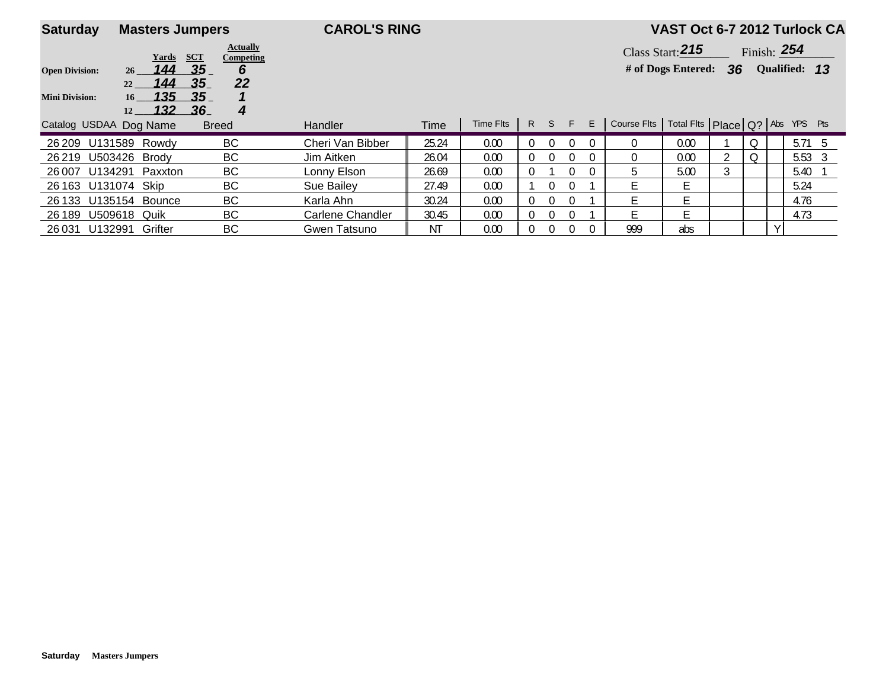**Saturday** **Masters Jumpers** **CAROL'S RING** **VAST Oct 6-7 2012 Turlock CA**

| | Height | Yards | SCT | Actually Competing |
|---|---|---|---|---|
| **Open Division:** | 26 | 144 | 35 | 6 |
| | 22 | 144 | 35 | 22 |
| **Mini Division:** | 16 | 135 | 35 | 1 |
| | 12 | 132 | 36 | 4 |

Class Start: **215** Finish: **254**

**# of Dogs Entered: 36** **Qualified: 13**

| Catalog | USDAA | Dog Name | Breed | Handler | Time | Time Flts | R | S | F | E | Course Flts | Total Flts | Place | Q? | Abs | YPS | Pts |
|---|---|---|---|---|---|---|---|---|---|---|---|---|---|---|---|---|---|
| 26 209 | U131589 | Rowdy | BC | Cheri Van Bibber | 25.24 | 0.00 | 0 | 0 | 0 | 0 | 0 | 0.00 | 1 | Q | | 5.71 | 5 |
| 26 219 | U503426 | Brody | BC | Jim Aitken | 26.04 | 0.00 | 0 | 0 | 0 | 0 | 0 | 0.00 | 2 | Q | | 5.53 | 3 |
| 26 007 | U134291 | Paxxton | BC | Lonny Elson | 26.69 | 0.00 | 0 | 1 | 0 | 0 | 5 | 5.00 | 3 | | | 5.40 | 1 |
| 26 163 | U131074 | Skip | BC | Sue Bailey | 27.49 | 0.00 | 1 | 0 | 0 | 1 | E | E | | | | 5.24 | |
| 26 133 | U135154 | Bounce | BC | Karla Ahn | 30.24 | 0.00 | 0 | 0 | 0 | 1 | E | E | | | | 4.76 | |
| 26 189 | U509618 | Quik | BC | Carlene Chandler | 30.45 | 0.00 | 0 | 0 | 0 | 1 | E | E | | | | 4.73 | |
| 26 031 | U132991 | Grifter | BC | Gwen Tatsuno | NT | 0.00 | 0 | 0 | 0 | 0 | 999 | abs | | | Y | | |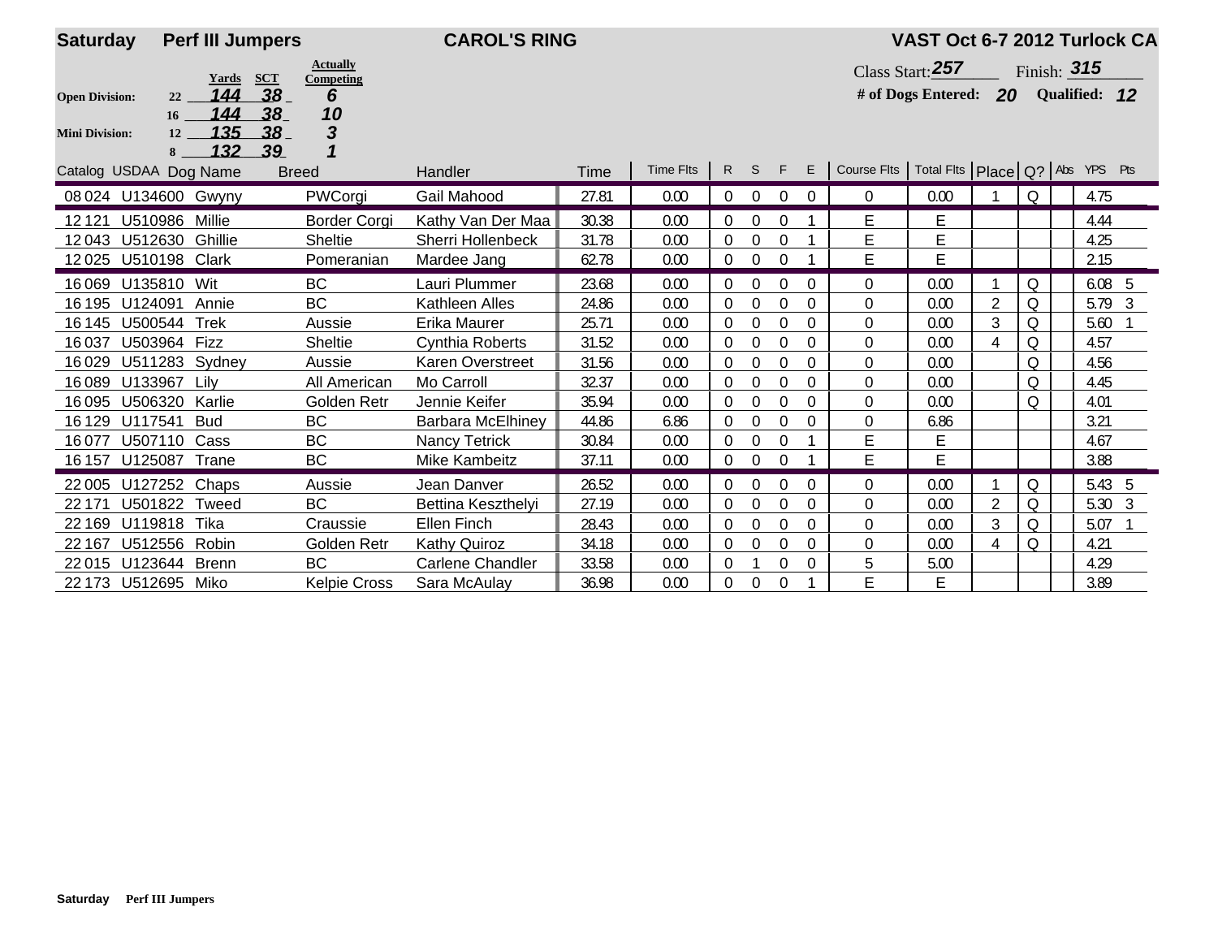**Saturday** **Perf III Jumpers** **CAROL'S RING** **VAST Oct 6-7 2012 Turlock CA**

| | | Yards | SCT | Actually Competing |
|---|---|---|---|---|
| **Open Division:** | 22 | 144 | 38 | 6 |
| | 16 | 144 | 38 | 10 |
| **Mini Division:** | 12 | 135 | 38 | 3 |
| | 8 | 132 | 39 | 1 |

Class Start: 257 Finish: 315

# of Dogs Entered: 20 Qualified: 12

| Catalog | USDAA | Dog Name | Breed | Handler | Time | Time Flts | R | S | F | E | Course Flts | Total Flts | Place | Q? | Abs | YPS | Pts |
|---|---|---|---|---|---|---|---|---|---|---|---|---|---|---|---|---|---|
| 08 024 | U134600 | Gwyny | PWCorgi | Gail Mahood | 27.81 | 0.00 | 0 | 0 | 0 | 0 | 0 | 0.00 | 1 | Q | | 4.75 | |
| 12 121 | U510986 | Millie | Border Corgi | Kathy Van Der Maa | 30.38 | 0.00 | 0 | 0 | 0 | 1 | E | E | | | | 4.44 | |
| 12 043 | U512630 | Ghillie | Sheltie | Sherri Hollenbeck | 31.78 | 0.00 | 0 | 0 | 0 | 1 | E | E | | | | 4.25 | |
| 12 025 | U510198 | Clark | Pomeranian | Mardee Jang | 62.78 | 0.00 | 0 | 0 | 0 | 1 | E | E | | | | 2.15 | |
| 16 069 | U135810 | Wit | BC | Lauri Plummer | 23.68 | 0.00 | 0 | 0 | 0 | 0 | 0 | 0.00 | 1 | Q | | 6.08 | 5 |
| 16 195 | U124091 | Annie | BC | Kathleen Alles | 24.86 | 0.00 | 0 | 0 | 0 | 0 | 0 | 0.00 | 2 | Q | | 5.79 | 3 |
| 16 145 | U500544 | Trek | Aussie | Erika Maurer | 25.71 | 0.00 | 0 | 0 | 0 | 0 | 0 | 0.00 | 3 | Q | | 5.60 | 1 |
| 16 037 | U503964 | Fizz | Sheltie | Cynthia Roberts | 31.52 | 0.00 | 0 | 0 | 0 | 0 | 0 | 0.00 | 4 | Q | | 4.57 | |
| 16 029 | U511283 | Sydney | Aussie | Karen Overstreet | 31.56 | 0.00 | 0 | 0 | 0 | 0 | 0 | 0.00 | | Q | | 4.56 | |
| 16 089 | U133967 | Lily | All American | Mo Carroll | 32.37 | 0.00 | 0 | 0 | 0 | 0 | 0 | 0.00 | | Q | | 4.45 | |
| 16 095 | U506320 | Karlie | Golden Retr | Jennie Keifer | 35.94 | 0.00 | 0 | 0 | 0 | 0 | 0 | 0.00 | | Q | | 4.01 | |
| 16 129 | U117541 | Bud | BC | Barbara McElhiney | 44.86 | 6.86 | 0 | 0 | 0 | 0 | 0 | 6.86 | | | | 3.21 | |
| 16 077 | U507110 | Cass | BC | Nancy Tetrick | 30.84 | 0.00 | 0 | 0 | 0 | 1 | E | E | | | | 4.67 | |
| 16 157 | U125087 | Trane | BC | Mike Kambeitz | 37.11 | 0.00 | 0 | 0 | 0 | 1 | E | E | | | | 3.88 | |
| 22 005 | U127252 | Chaps | Aussie | Jean Danver | 26.52 | 0.00 | 0 | 0 | 0 | 0 | 0 | 0.00 | 1 | Q | | 5.43 | 5 |
| 22 171 | U501822 | Tweed | BC | Bettina Keszthelyi | 27.19 | 0.00 | 0 | 0 | 0 | 0 | 0 | 0.00 | 2 | Q | | 5.30 | 3 |
| 22 169 | U119818 | Tika | Craussie | Ellen Finch | 28.43 | 0.00 | 0 | 0 | 0 | 0 | 0 | 0.00 | 3 | Q | | 5.07 | 1 |
| 22 167 | U512556 | Robin | Golden Retr | Kathy Quiroz | 34.18 | 0.00 | 0 | 0 | 0 | 0 | 0 | 0.00 | 4 | Q | | 4.21 | |
| 22 015 | U123644 | Brenn | BC | Carlene Chandler | 33.58 | 0.00 | 0 | 1 | 0 | 0 | 5 | 5.00 | | | | 4.29 | |
| 22 173 | U512695 | Miko | Kelpie Cross | Sara McAulay | 36.98 | 0.00 | 0 | 0 | 0 | 1 | E | E | | | | 3.89 | |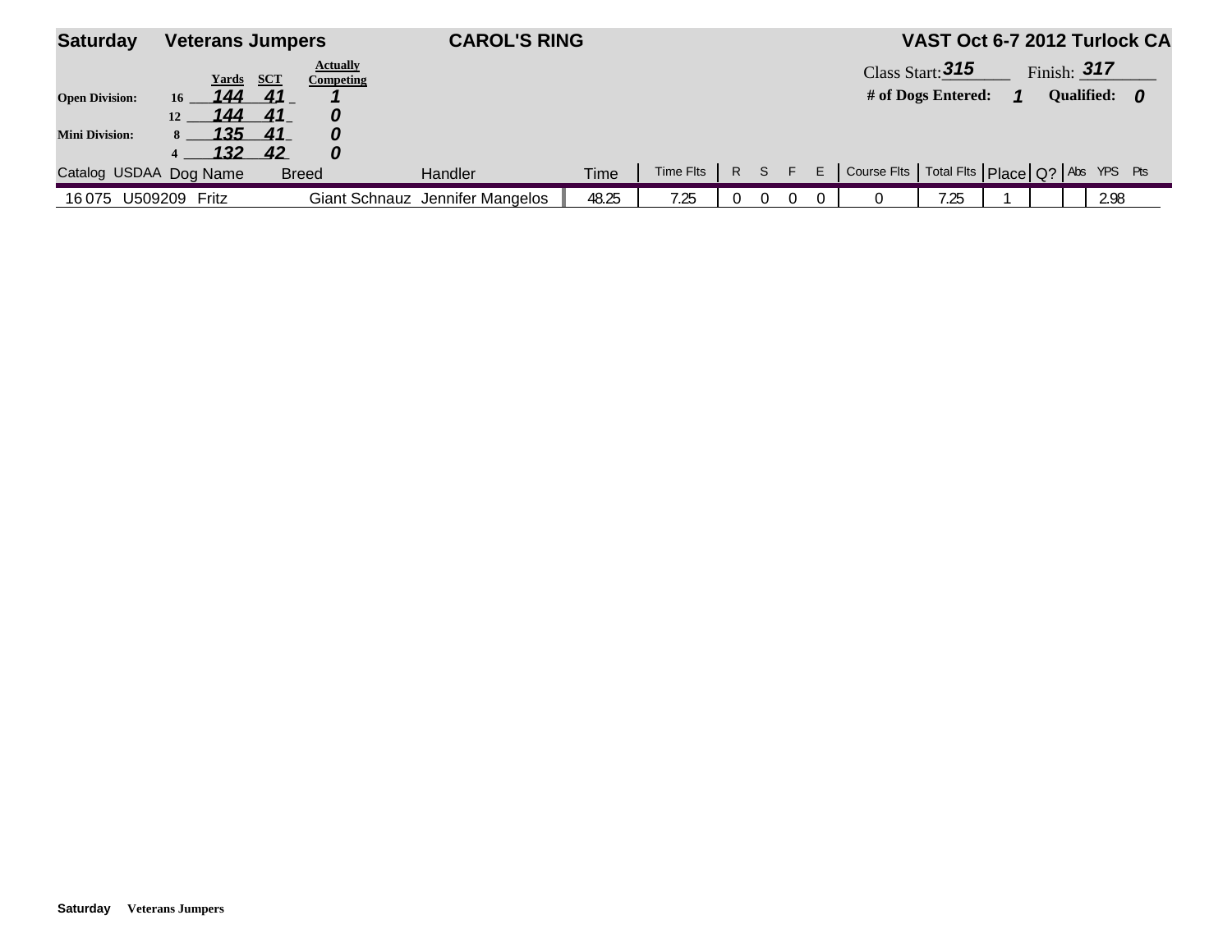**Saturday** **Veterans Jumpers** **CAROL'S RING** **VAST Oct 6-7 2012 Turlock CA**

| | | Yards | SCT | Actually Competing |
|---|---|---|---|---|
| **Open Division:** | 16 | *144* | *41* | *1* |
| | 12 | *144* | *41* | *0* |
| **Mini Division:** | 8 | *135* | *41* | *0* |
| | 4 | *132* | *42* | *0* |

Class Start: *315* Finish: *317*

**# of Dogs Entered:** *1* **Qualified:** *0*

| Catalog | USDAA | Dog Name | Breed | Handler | Time | Time Flts | R | S | F | E | Course Flts | Total Flts | Place | Q? | Abs | YPS | Pts |
|---|---|---|---|---|---|---|---|---|---|---|---|---|---|---|---|---|---|
| 16 075 | U509209 | Fritz | Giant Schnauz | Jennifer Mangelos | 48.25 | 7.25 | 0 | 0 | 0 | 0 | 0 | 7.25 | 1 | | | 2.98 | |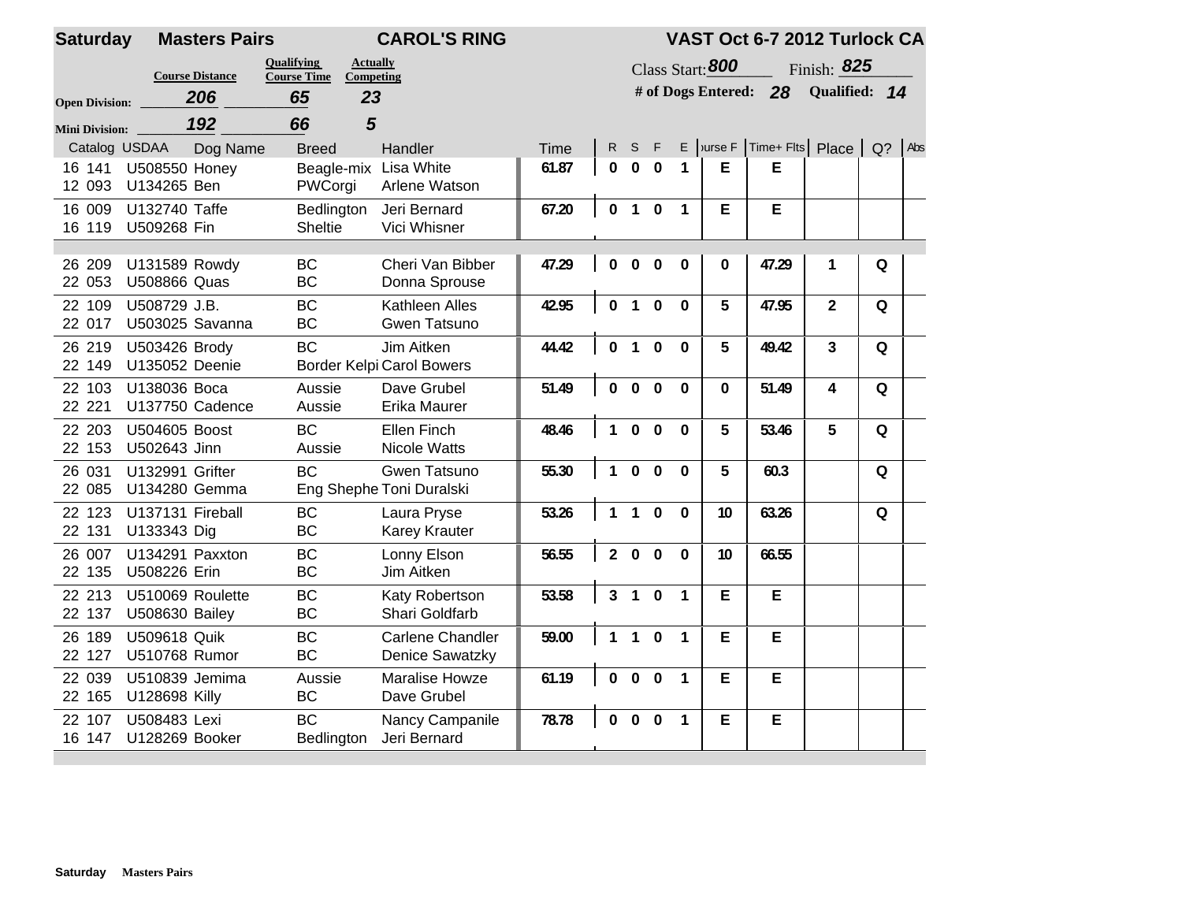**Saturday** **Masters Pairs** **CAROL'S RING** **VAST Oct 6-7 2012 Turlock CA**

| | Course Distance | Qualifying Course Time | Actually Competing |
|---|---|---|---|
| Open Division: | 206 | 65 | 23 |
| Mini Division: | 192 | 66 | 5 |

Class Start: 800 Finish: 825

\# of Dogs Entered: 28 Qualified: 14

| Catalog | USDAA | Dog Name | Breed | Handler | Time | R | S | F | E | Course F | Time+ Flts | Place | Q? | Abs |
|---|---|---|---|---|---|---|---|---|---|---|---|---|---|---|
| 16 141 | U508550 | Honey | Beagle-mix | Lisa White | 61.87 | 0 | 0 | 0 | 1 | E | E | | | |
| 12 093 | U134265 | Ben | PWCorgi | Arlene Watson | | | | | | | | | | |
| 16 009 | U132740 | Taffe | Bedlington | Jeri Bernard | 67.20 | 0 | 1 | 0 | 1 | E | E | | | |
| 16 119 | U509268 | Fin | Sheltie | Vici Whisner | | | | | | | | | | |
| 26 209 | U131589 | Rowdy | BC | Cheri Van Bibber | 47.29 | 0 | 0 | 0 | 0 | 0 | 47.29 | 1 | Q | |
| 22 053 | U508866 | Quas | BC | Donna Sprouse | | | | | | | | | | |
| 22 109 | U508729 | J.B. | BC | Kathleen Alles | 42.95 | 0 | 1 | 0 | 0 | 5 | 47.95 | 2 | Q | |
| 22 017 | U503025 | Savanna | BC | Gwen Tatsuno | | | | | | | | | | |
| 26 219 | U503426 | Brody | BC | Jim Aitken | 44.42 | 0 | 1 | 0 | 0 | 5 | 49.42 | 3 | Q | |
| 22 149 | U135052 | Deenie | Border Kelpi | Carol Bowers | | | | | | | | | | |
| 22 103 | U138036 | Boca | Aussie | Dave Grubel | 51.49 | 0 | 0 | 0 | 0 | 0 | 51.49 | 4 | Q | |
| 22 221 | U137750 | Cadence | Aussie | Erika Maurer | | | | | | | | | | |
| 22 203 | U504605 | Boost | BC | Ellen Finch | 48.46 | 1 | 0 | 0 | 0 | 5 | 53.46 | 5 | Q | |
| 22 153 | U502643 | Jinn | Aussie | Nicole Watts | | | | | | | | | | |
| 26 031 | U132991 | Grifter | BC | Gwen Tatsuno | 55.30 | 1 | 0 | 0 | 0 | 5 | 60.3 | | Q | |
| 22 085 | U134280 | Gemma | Eng Shephe | Toni Duralski | | | | | | | | | | |
| 22 123 | U137131 | Fireball | BC | Laura Pryse | 53.26 | 1 | 1 | 0 | 0 | 10 | 63.26 | | Q | |
| 22 131 | U133343 | Dig | BC | Karey Krauter | | | | | | | | | | |
| 26 007 | U134291 | Paxxton | BC | Lonny Elson | 56.55 | 2 | 0 | 0 | 0 | 10 | 66.55 | | | |
| 22 135 | U508226 | Erin | BC | Jim Aitken | | | | | | | | | | |
| 22 213 | U510069 | Roulette | BC | Katy Robertson | 53.58 | 3 | 1 | 0 | 1 | E | E | | | |
| 22 137 | U508630 | Bailey | BC | Shari Goldfarb | | | | | | | | | | |
| 26 189 | U509618 | Quik | BC | Carlene Chandler | 59.00 | 1 | 1 | 0 | 1 | E | E | | | |
| 22 127 | U510768 | Rumor | BC | Denice Sawatzky | | | | | | | | | | |
| 22 039 | U510839 | Jemima | Aussie | Maralise Howze | 61.19 | 0 | 0 | 0 | 1 | E | E | | | |
| 22 165 | U128698 | Killy | BC | Dave Grubel | | | | | | | | | | |
| 22 107 | U508483 | Lexi | BC | Nancy Campanile | 78.78 | 0 | 0 | 0 | 1 | E | E | | | |
| 16 147 | U128269 | Booker | Bedlington | Jeri Bernard | | | | | | | | | | |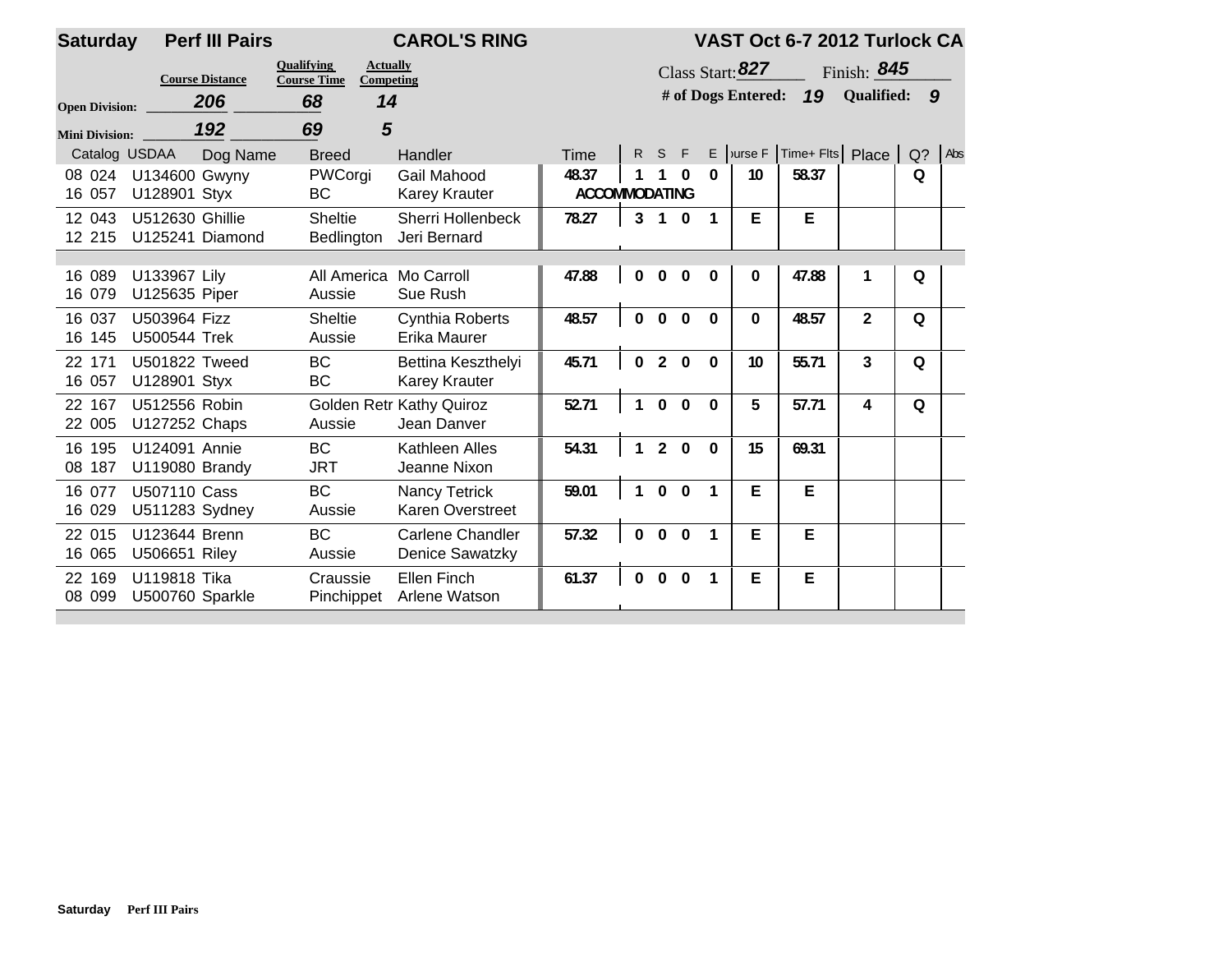**Saturday** **Perf III Pairs** **CAROL'S RING** **VAST Oct 6-7 2012 Turlock CA**

| | Course Distance | Qualifying Course Time | Actually Competing |
|---|---|---|---|
| Open Division: | 206 | 68 | 14 |
| Mini Division: | 192 | 69 | 5 |

Class Start: 827 Finish: 845

# of Dogs Entered: 19 Qualified: 9

| Catalog | USDAA | Dog Name | Breed | Handler | Time | R | S | F | E | Course F | Time+ Flts | Place | Q? | Abs |
|---|---|---|---|---|---|---|---|---|---|---|---|---|---|---|
| 08 024 | U134600 | Gwyny | PWCorgi | Gail Mahood | 48.37 | 1 | 1 | 0 | 0 | 10 | 58.37 | | Q | |
| 16 057 | U128901 | Styx | BC | Karey Krauter | ACCOMMODATING | | | | | | | | | |
| 12 043 | U512630 | Ghillie | Sheltie | Sherri Hollenbeck | 78.27 | 3 | 1 | 0 | 1 | E | E | | | |
| 12 215 | U125241 | Diamond | Bedlington | Jeri Bernard | | | | | | | | | | |
| 16 089 | U133967 | Lily | All America | Mo Carroll | 47.88 | 0 | 0 | 0 | 0 | 0 | 47.88 | 1 | Q | |
| 16 079 | U125635 | Piper | Aussie | Sue Rush | | | | | | | | | | |
| 16 037 | U503964 | Fizz | Sheltie | Cynthia Roberts | 48.57 | 0 | 0 | 0 | 0 | 0 | 48.57 | 2 | Q | |
| 16 145 | U500544 | Trek | Aussie | Erika Maurer | | | | | | | | | | |
| 22 171 | U501822 | Tweed | BC | Bettina Keszthelyi | 45.71 | 0 | 2 | 0 | 0 | 10 | 55.71 | 3 | Q | |
| 16 057 | U128901 | Styx | BC | Karey Krauter | | | | | | | | | | |
| 22 167 | U512556 | Robin | Golden Retr | Kathy Quiroz | 52.71 | 1 | 0 | 0 | 0 | 5 | 57.71 | 4 | Q | |
| 22 005 | U127252 | Chaps | Aussie | Jean Danver | | | | | | | | | | |
| 16 195 | U124091 | Annie | BC | Kathleen Alles | 54.31 | 1 | 2 | 0 | 0 | 15 | 69.31 | | | |
| 08 187 | U119080 | Brandy | JRT | Jeanne Nixon | | | | | | | | | | |
| 16 077 | U507110 | Cass | BC | Nancy Tetrick | 59.01 | 1 | 0 | 0 | 1 | E | E | | | |
| 16 029 | U511283 | Sydney | Aussie | Karen Overstreet | | | | | | | | | | |
| 22 015 | U123644 | Brenn | BC | Carlene Chandler | 57.32 | 0 | 0 | 0 | 1 | E | E | | | |
| 16 065 | U506651 | Riley | Aussie | Denice Sawatzky | | | | | | | | | | |
| 22 169 | U119818 | Tika | Craussie | Ellen Finch | 61.37 | 0 | 0 | 0 | 1 | E | E | | | |
| 08 099 | U500760 | Sparkle | Pinchippet | Arlene Watson | | | | | | | | | | |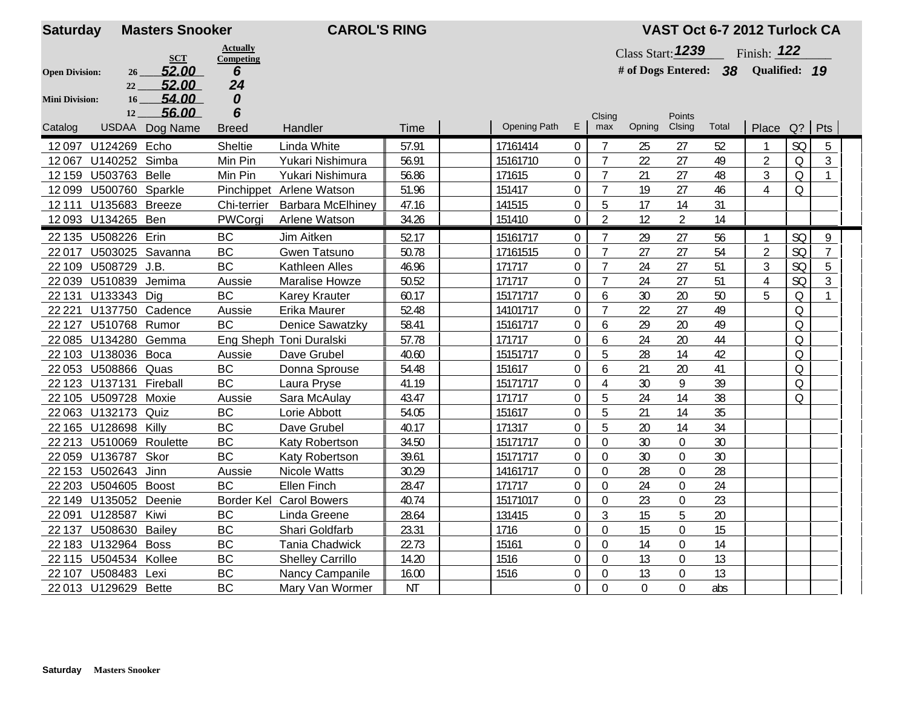**Saturday** **Masters Snooker** **CAROL'S RING** **VAST Oct 6-7 2012 Turlock CA**

| | | SCT | Actually Competing |
|---|---|---|---|
| **Open Division:** | 26 | 52.00 | 6 |
| | 22 | 52.00 | 24 |
| **Mini Division:** | 16 | 54.00 | 0 |
| | 12 | 56.00 | 6 |

Class Start: 1239 Finish: 122

**# of Dogs Entered:** 38 **Qualified:** 19

| Catalog | USDAA | Dog Name | Breed | Handler | Time | | Opening Path | E | Clsing max | Opning | Points Clsing | Total | Place | Q? | Pts |
|---|---|---|---|---|---|---|---|---|---|---|---|---|---|---|---|
| 12 097 | U124269 | Echo | Sheltie | Linda White | 57.91 | | 17161414 | 0 | 7 | 25 | 27 | 52 | 1 | SQ | 5 |
| 12 067 | U140252 | Simba | Min Pin | Yukari Nishimura | 56.91 | | 15161710 | 0 | 7 | 22 | 27 | 49 | 2 | Q | 3 |
| 12 159 | U503763 | Belle | Min Pin | Yukari Nishimura | 56.86 | | 171615 | 0 | 7 | 21 | 27 | 48 | 3 | Q | 1 |
| 12 099 | U500760 | Sparkle | Pinchippet | Arlene Watson | 51.96 | | 151417 | 0 | 7 | 19 | 27 | 46 | 4 | Q | |
| 12 111 | U135683 | Breeze | Chi-terrier | Barbara McElhiney | 47.16 | | 141515 | 0 | 5 | 17 | 14 | 31 | | | |
| 12 093 | U134265 | Ben | PWCorgi | Arlene Watson | 34.26 | | 151410 | 0 | 2 | 12 | 2 | 14 | | | |
| 22 135 | U508226 | Erin | BC | Jim Aitken | 52.17 | | 15161717 | 0 | 7 | 29 | 27 | 56 | 1 | SQ | 9 |
| 22 017 | U503025 | Savanna | BC | Gwen Tatsuno | 50.78 | | 17161515 | 0 | 7 | 27 | 27 | 54 | 2 | SQ | 7 |
| 22 109 | U508729 | J.B. | BC | Kathleen Alles | 46.96 | | 171717 | 0 | 7 | 24 | 27 | 51 | 3 | SQ | 5 |
| 22 039 | U510839 | Jemima | Aussie | Maralise Howze | 50.52 | | 171717 | 0 | 7 | 24 | 27 | 51 | 4 | SQ | 3 |
| 22 131 | U133343 | Dig | BC | Karey Krauter | 60.17 | | 15171717 | 0 | 6 | 30 | 20 | 50 | 5 | Q | 1 |
| 22 221 | U137750 | Cadence | Aussie | Erika Maurer | 52.48 | | 14101717 | 0 | 7 | 22 | 27 | 49 | | Q | |
| 22 127 | U510768 | Rumor | BC | Denice Sawatzky | 58.41 | | 15161717 | 0 | 6 | 29 | 20 | 49 | | Q | |
| 22 085 | U134280 | Gemma | Eng Sheph | Toni Duralski | 57.78 | | 171717 | 0 | 6 | 24 | 20 | 44 | | Q | |
| 22 103 | U138036 | Boca | Aussie | Dave Grubel | 40.60 | | 15151717 | 0 | 5 | 28 | 14 | 42 | | Q | |
| 22 053 | U508866 | Quas | BC | Donna Sprouse | 54.48 | | 151617 | 0 | 6 | 21 | 20 | 41 | | Q | |
| 22 123 | U137131 | Fireball | BC | Laura Pryse | 41.19 | | 15171717 | 0 | 4 | 30 | 9 | 39 | | Q | |
| 22 105 | U509728 | Moxie | Aussie | Sara McAulay | 43.47 | | 171717 | 0 | 5 | 24 | 14 | 38 | | Q | |
| 22 063 | U132173 | Quiz | BC | Lorie Abbott | 54.05 | | 151617 | 0 | 5 | 21 | 14 | 35 | | | |
| 22 165 | U128698 | Killy | BC | Dave Grubel | 40.17 | | 171317 | 0 | 5 | 20 | 14 | 34 | | | |
| 22 213 | U510069 | Roulette | BC | Katy Robertson | 34.50 | | 15171717 | 0 | 0 | 30 | 0 | 30 | | | |
| 22 059 | U136787 | Skor | BC | Katy Robertson | 39.61 | | 15171717 | 0 | 0 | 30 | 0 | 30 | | | |
| 22 153 | U502643 | Jinn | Aussie | Nicole Watts | 30.29 | | 14161717 | 0 | 0 | 28 | 0 | 28 | | | |
| 22 203 | U504605 | Boost | BC | Ellen Finch | 28.47 | | 171717 | 0 | 0 | 24 | 0 | 24 | | | |
| 22 149 | U135052 | Deenie | Border Kel | Carol Bowers | 40.74 | | 15171017 | 0 | 0 | 23 | 0 | 23 | | | |
| 22 091 | U128587 | Kiwi | BC | Linda Greene | 28.64 | | 131415 | 0 | 3 | 15 | 5 | 20 | | | |
| 22 137 | U508630 | Bailey | BC | Shari Goldfarb | 23.31 | | 1716 | 0 | 0 | 15 | 0 | 15 | | | |
| 22 183 | U132964 | Boss | BC | Tania Chadwick | 22.73 | | 15161 | 0 | 0 | 14 | 0 | 14 | | | |
| 22 115 | U504534 | Kollee | BC | Shelley Carrillo | 14.20 | | 1516 | 0 | 0 | 13 | 0 | 13 | | | |
| 22 107 | U508483 | Lexi | BC | Nancy Campanile | 16.00 | | 1516 | 0 | 0 | 13 | 0 | 13 | | | |
| 22 013 | U129629 | Bette | BC | Mary Van Wormer | NT | | | 0 | 0 | 0 | 0 | abs | | | |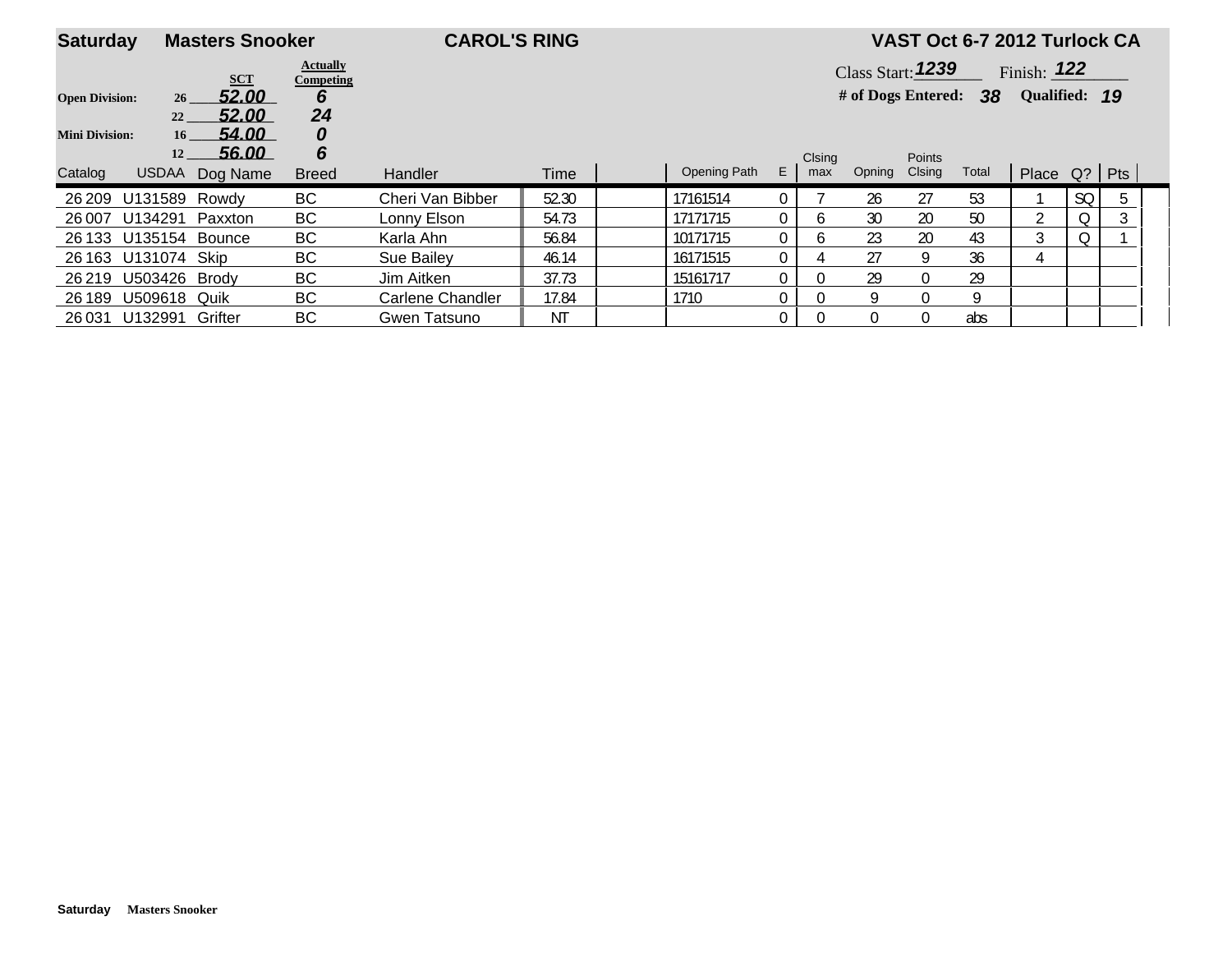**Saturday** **Masters Snooker** **CAROL'S RING** **VAST Oct 6-7 2012 Turlock CA**

| | | SCT | Actually Competing |
|---|---|---|---|
| Open Division: | 26 | 52.00 | 6 |
| | 22 | 52.00 | 24 |
| Mini Division: | 16 | 54.00 | 0 |
| | 12 | 56.00 | 6 |

Class Start: 1239 Finish: 122

# of Dogs Entered: 38 Qualified: 19

| Catalog | USDAA | Dog Name | Breed | Handler | Time | | Opening Path | E | Clsing max | Opning | Points Clsing | Total | Place | Q? | Pts |
|---|---|---|---|---|---|---|---|---|---|---|---|---|---|---|---|
| 26 209 | U131589 | Rowdy | BC | Cheri Van Bibber | 52.30 | | 17161514 | 0 | 7 | 26 | 27 | 53 | 1 | SQ | 5 |
| 26 007 | U134291 | Paxxton | BC | Lonny Elson | 54.73 | | 17171715 | 0 | 6 | 30 | 20 | 50 | 2 | Q | 3 |
| 26 133 | U135154 | Bounce | BC | Karla Ahn | 56.84 | | 10171715 | 0 | 6 | 23 | 20 | 43 | 3 | Q | 1 |
| 26 163 | U131074 | Skip | BC | Sue Bailey | 46.14 | | 16171515 | 0 | 4 | 27 | 9 | 36 | 4 | | |
| 26 219 | U503426 | Brody | BC | Jim Aitken | 37.73 | | 15161717 | 0 | 0 | 29 | 0 | 29 | | | |
| 26 189 | U509618 | Quik | BC | Carlene Chandler | 17.84 | | 1710 | 0 | 0 | 9 | 0 | 9 | | | |
| 26 031 | U132991 | Grifter | BC | Gwen Tatsuno | NT | | | 0 | 0 | 0 | 0 | abs | | | |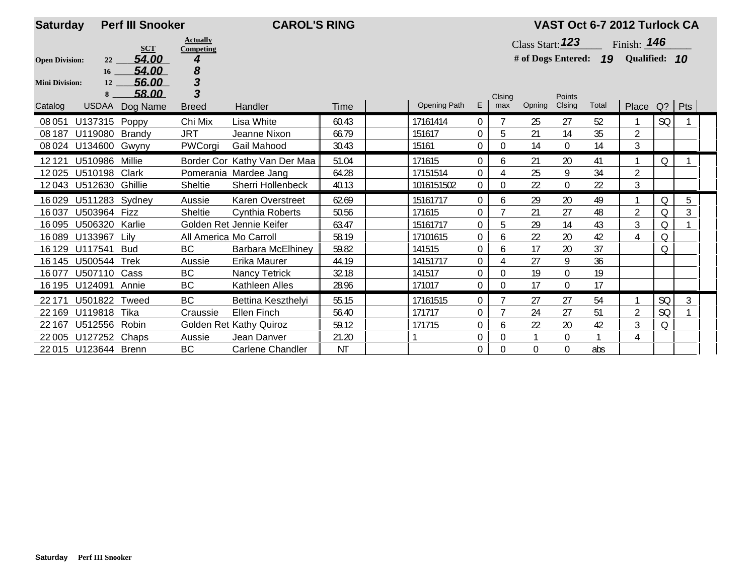**Saturday** **Perf III Snooker** **CAROL'S RING** **VAST Oct 6-7 2012 Turlock CA**

Class Start: 123 Finish: 146

**# of Dogs Entered:** 19 **Qualified:** 10

| | | SCT | Actually Competing |
|---|---|---|---|
| **Open Division:** | 22 | 54.00 | 4 |
| | 16 | 54.00 | 8 |
| **Mini Division:** | 12 | 56.00 | 3 |
| | 8 | 58.00 | 3 |

| Catalog | USDAA | Dog Name | Breed | Handler | Time | | Opening Path | E | Clsing max | Opning | Points Clsing | Total | Place | Q? | Pts |
|---|---|---|---|---|---|---|---|---|---|---|---|---|---|---|---|
| 08 051 | U137315 | Poppy | Chi Mix | Lisa White | 60.43 | | 17161414 | 0 | 7 | 25 | 27 | 52 | 1 | SQ | 1 |
| 08 187 | U119080 | Brandy | JRT | Jeanne Nixon | 66.79 | | 151617 | 0 | 5 | 21 | 14 | 35 | 2 | | |
| 08 024 | U134600 | Gwyny | PWCorgi | Gail Mahood | 30.43 | | 15161 | 0 | 0 | 14 | 0 | 14 | 3 | | |
| 12 121 | U510986 | Millie | Border Cor | Kathy Van Der Maa | 51.04 | | 171615 | 0 | 6 | 21 | 20 | 41 | 1 | Q | 1 |
| 12 025 | U510198 | Clark | Pomerania | Mardee Jang | 64.28 | | 17151514 | 0 | 4 | 25 | 9 | 34 | 2 | | |
| 12 043 | U512630 | Ghillie | Sheltie | Sherri Hollenbeck | 40.13 | | 1016151502 | 0 | 0 | 22 | 0 | 22 | 3 | | |
| 16 029 | U511283 | Sydney | Aussie | Karen Overstreet | 62.69 | | 15161717 | 0 | 6 | 29 | 20 | 49 | 1 | Q | 5 |
| 16 037 | U503964 | Fizz | Sheltie | Cynthia Roberts | 50.56 | | 171615 | 0 | 7 | 21 | 27 | 48 | 2 | Q | 3 |
| 16 095 | U506320 | Karlie | Golden Ret | Jennie Keifer | 63.47 | | 15161717 | 0 | 5 | 29 | 14 | 43 | 3 | Q | 1 |
| 16 089 | U133967 | Lily | All America | Mo Carroll | 58.19 | | 17101615 | 0 | 6 | 22 | 20 | 42 | 4 | Q | |
| 16 129 | U117541 | Bud | BC | Barbara McElhiney | 59.82 | | 141515 | 0 | 6 | 17 | 20 | 37 | | Q | |
| 16 145 | U500544 | Trek | Aussie | Erika Maurer | 44.19 | | 14151717 | 0 | 4 | 27 | 9 | 36 | | | |
| 16 077 | U507110 | Cass | BC | Nancy Tetrick | 32.18 | | 141517 | 0 | 0 | 19 | 0 | 19 | | | |
| 16 195 | U124091 | Annie | BC | Kathleen Alles | 28.96 | | 171017 | 0 | 0 | 17 | 0 | 17 | | | |
| 22 171 | U501822 | Tweed | BC | Bettina Keszthelyi | 55.15 | | 17161515 | 0 | 7 | 27 | 27 | 54 | 1 | SQ | 3 |
| 22 169 | U119818 | Tika | Craussie | Ellen Finch | 56.40 | | 171717 | 0 | 7 | 24 | 27 | 51 | 2 | SQ | 1 |
| 22 167 | U512556 | Robin | Golden Ret | Kathy Quiroz | 59.12 | | 171715 | 0 | 6 | 22 | 20 | 42 | 3 | Q | |
| 22 005 | U127252 | Chaps | Aussie | Jean Danver | 21.20 | | 1 | 0 | 0 | 1 | 0 | 1 | 4 | | |
| 22 015 | U123644 | Brenn | BC | Carlene Chandler | NT | | | 0 | 0 | 0 | 0 | abs | | | |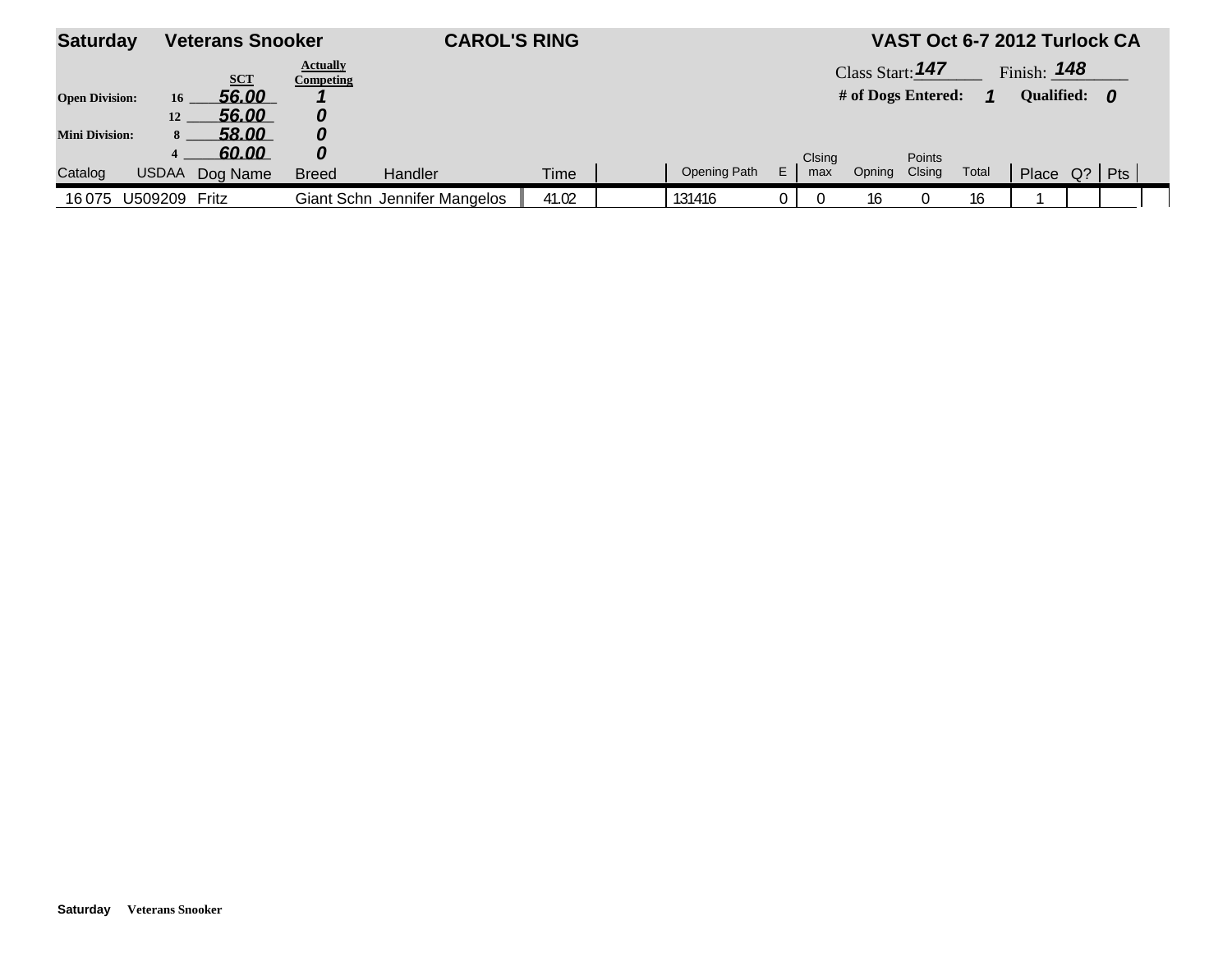**Saturday** **Veterans Snooker** **CAROL'S RING** **VAST Oct 6-7 2012 Turlock CA**

| | | SCT | Actually Competing |
|---|---|---|---|
| Open Division: | 16 | 56.00 | 1 |
| | 12 | 56.00 | 0 |
| Mini Division: | 8 | 58.00 | 0 |
| | 4 | 60.00 | 0 |

Class Start: 147 Finish: 148

# of Dogs Entered: 1 Qualified: 0

| Catalog | USDAA | Dog Name | Breed | Handler | Time | | Opening Path | E | Clsing max | Opning | Points Clsing | Total | Place | Q? | Pts |
|---|---|---|---|---|---|---|---|---|---|---|---|---|---|---|---|
| 16 075 | U509209 | Fritz | Giant Schn | Jennifer Mangelos | 41.02 | | 131416 | 0 | 0 | 16 | 0 | 16 | 1 | | |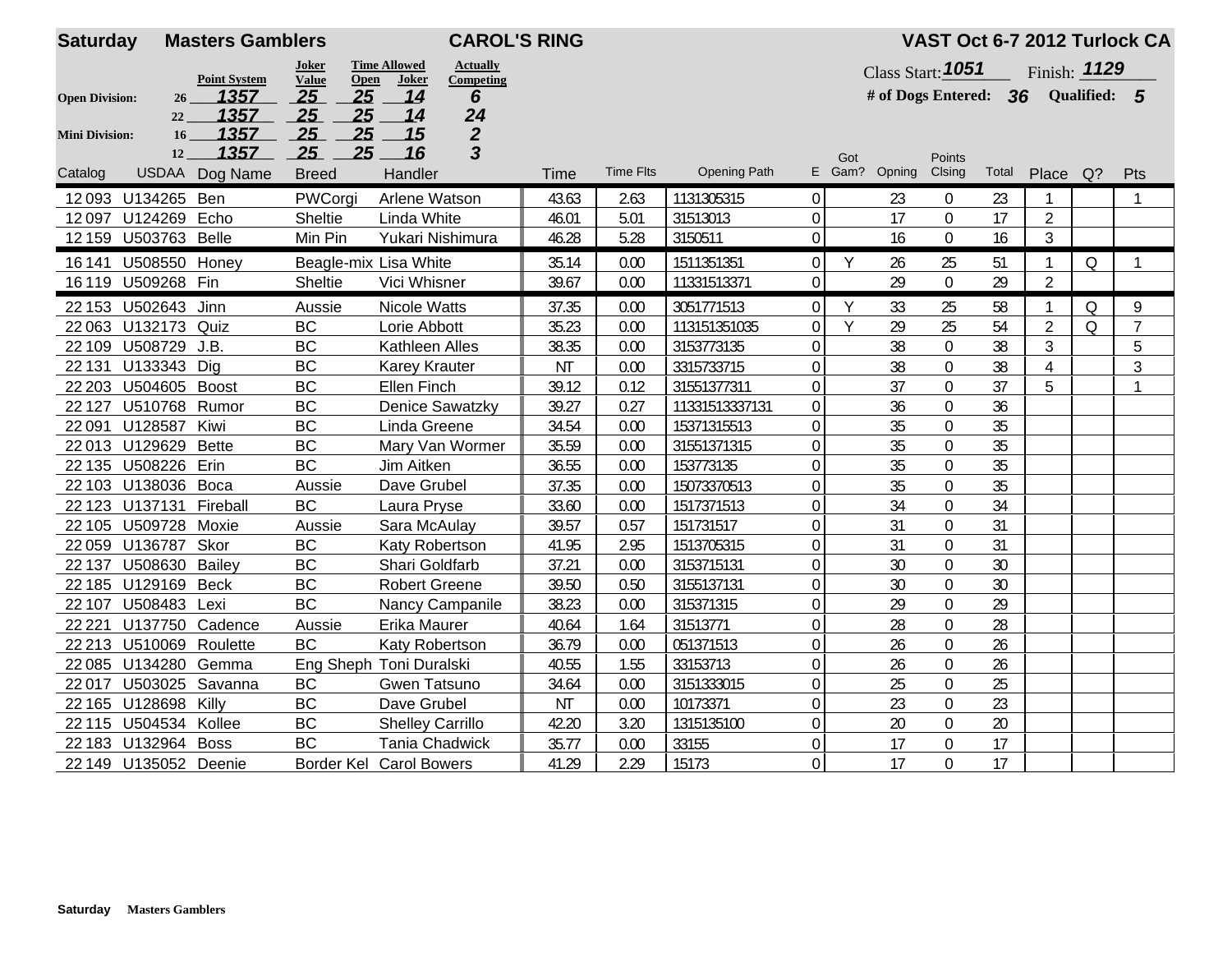**Saturday** **Masters Gamblers** **CAROL'S RING** **VAST Oct 6-7 2012 Turlock CA**

| | Height | Point System | Joker Value | Time Allowed Open | Time Allowed Joker | Actually Competing |
|---|---|---|---|---|---|---|
| **Open Division:** | 26 | 1357 | 25 | 25 | 14 | 6 |
| | 22 | 1357 | 25 | 25 | 14 | 24 |
| **Mini Division:** | 16 | 1357 | 25 | 25 | 15 | 2 |
| | 12 | 1357 | 25 | 25 | 16 | 3 |

Class Start: **1051** Finish: **1129**

**# of Dogs Entered: 36** **Qualified: 5**

| Catalog | USDAA | Dog Name | Breed | Handler | Time | Time Flts | Opening Path | E | Got Gam? | Opning | Points Clsing | Total | Place | Q? | Pts |
|---|---|---|---|---|---|---|---|---|---|---|---|---|---|---|---|
| 12 093 | U134265 | Ben | PWCorgi | Arlene Watson | 43.63 | 2.63 | 1131305315 | 0 | | 23 | 0 | 23 | 1 | | 1 |
| 12 097 | U124269 | Echo | Sheltie | Linda White | 46.01 | 5.01 | 31513013 | 0 | | 17 | 0 | 17 | 2 | | |
| 12 159 | U503763 | Belle | Min Pin | Yukari Nishimura | 46.28 | 5.28 | 3150511 | 0 | | 16 | 0 | 16 | 3 | | |
| 16 141 | U508550 | Honey | Beagle-mix | Lisa White | 35.14 | 0.00 | 1511351351 | 0 | Y | 26 | 25 | 51 | 1 | Q | 1 |
| 16 119 | U509268 | Fin | Sheltie | Vici Whisner | 39.67 | 0.00 | 11331513371 | 0 | | 29 | 0 | 29 | 2 | | |
| 22 153 | U502643 | Jinn | Aussie | Nicole Watts | 37.35 | 0.00 | 3051771513 | 0 | Y | 33 | 25 | 58 | 1 | Q | 9 |
| 22 063 | U132173 | Quiz | BC | Lorie Abbott | 35.23 | 0.00 | 113151351035 | 0 | Y | 29 | 25 | 54 | 2 | Q | 7 |
| 22 109 | U508729 | J.B. | BC | Kathleen Alles | 38.35 | 0.00 | 3153773135 | 0 | | 38 | 0 | 38 | 3 | | 5 |
| 22 131 | U133343 | Dig | BC | Karey Krauter | NT | 0.00 | 3315733715 | 0 | | 38 | 0 | 38 | 4 | | 3 |
| 22 203 | U504605 | Boost | BC | Ellen Finch | 39.12 | 0.12 | 31551377311 | 0 | | 37 | 0 | 37 | 5 | | 1 |
| 22 127 | U510768 | Rumor | BC | Denice Sawatzky | 39.27 | 0.27 | 11331513337131 | 0 | | 36 | 0 | 36 | | | |
| 22 091 | U128587 | Kiwi | BC | Linda Greene | 34.54 | 0.00 | 15371315513 | 0 | | 35 | 0 | 35 | | | |
| 22 013 | U129629 | Bette | BC | Mary Van Wormer | 35.59 | 0.00 | 31551371315 | 0 | | 35 | 0 | 35 | | | |
| 22 135 | U508226 | Erin | BC | Jim Aitken | 36.55 | 0.00 | 153773135 | 0 | | 35 | 0 | 35 | | | |
| 22 103 | U138036 | Boca | Aussie | Dave Grubel | 37.35 | 0.00 | 15073370513 | 0 | | 35 | 0 | 35 | | | |
| 22 123 | U137131 | Fireball | BC | Laura Pryse | 33.60 | 0.00 | 1517371513 | 0 | | 34 | 0 | 34 | | | |
| 22 105 | U509728 | Moxie | Aussie | Sara McAulay | 39.57 | 0.57 | 151731517 | 0 | | 31 | 0 | 31 | | | |
| 22 059 | U136787 | Skor | BC | Katy Robertson | 41.95 | 2.95 | 1513705315 | 0 | | 31 | 0 | 31 | | | |
| 22 137 | U508630 | Bailey | BC | Shari Goldfarb | 37.21 | 0.00 | 3153715131 | 0 | | 30 | 0 | 30 | | | |
| 22 185 | U129169 | Beck | BC | Robert Greene | 39.50 | 0.50 | 3155137131 | 0 | | 30 | 0 | 30 | | | |
| 22 107 | U508483 | Lexi | BC | Nancy Campanile | 38.23 | 0.00 | 315371315 | 0 | | 29 | 0 | 29 | | | |
| 22 221 | U137750 | Cadence | Aussie | Erika Maurer | 40.64 | 1.64 | 31513771 | 0 | | 28 | 0 | 28 | | | |
| 22 213 | U510069 | Roulette | BC | Katy Robertson | 36.79 | 0.00 | 051371513 | 0 | | 26 | 0 | 26 | | | |
| 22 085 | U134280 | Gemma | Eng Sheph | Toni Duralski | 40.55 | 1.55 | 33153713 | 0 | | 26 | 0 | 26 | | | |
| 22 017 | U503025 | Savanna | BC | Gwen Tatsuno | 34.64 | 0.00 | 3151333015 | 0 | | 25 | 0 | 25 | | | |
| 22 165 | U128698 | Killy | BC | Dave Grubel | NT | 0.00 | 10173371 | 0 | | 23 | 0 | 23 | | | |
| 22 115 | U504534 | Kollee | BC | Shelley Carrillo | 42.20 | 3.20 | 1315135100 | 0 | | 20 | 0 | 20 | | | |
| 22 183 | U132964 | Boss | BC | Tania Chadwick | 35.77 | 0.00 | 33155 | 0 | | 17 | 0 | 17 | | | |
| 22 149 | U135052 | Deenie | Border Kel | Carol Bowers | 41.29 | 2.29 | 15173 | 0 | | 17 | 0 | 17 | | | |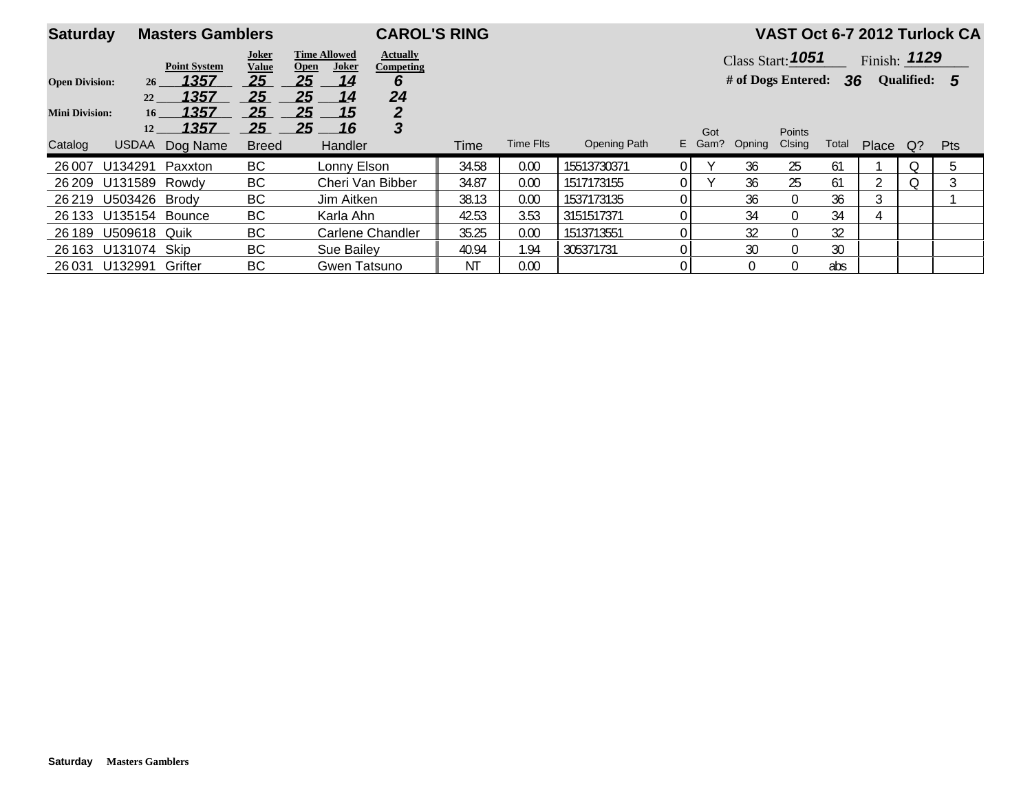**Saturday** **Masters Gamblers** **CAROL'S RING** **VAST Oct 6-7 2012 Turlock CA**

| | | Point System | Joker Value | Time Allowed Open | Time Allowed Joker | Actually Competing |
|---|---|---|---|---|---|---|
| Open Division: | 26 | 1357 | 25 | 25 | 14 | 6 |
| | 22 | 1357 | 25 | 25 | 14 | 24 |
| Mini Division: | 16 | 1357 | 25 | 25 | 15 | 2 |
| | 12 | 1357 | 25 | 25 | 16 | 3 |

Class Start: 1051 Finish: 1129

# of Dogs Entered: 36 Qualified: 5

| Catalog | USDAA | Dog Name | Breed | Handler | Time | Time Flts | Opening Path | E | Got Gam? | Opning | Points Clsing | Total | Place | Q? | Pts |
|---|---|---|---|---|---|---|---|---|---|---|---|---|---|---|---|
| 26 007 | U134291 | Paxxton | BC | Lonny Elson | 34.58 | 0.00 | 15513730371 | 0 | Y | 36 | 25 | 61 | 1 | Q | 5 |
| 26 209 | U131589 | Rowdy | BC | Cheri Van Bibber | 34.87 | 0.00 | 1517173155 | 0 | Y | 36 | 25 | 61 | 2 | Q | 3 |
| 26 219 | U503426 | Brody | BC | Jim Aitken | 38.13 | 0.00 | 1537173135 | 0 | | 36 | 0 | 36 | 3 | | 1 |
| 26 133 | U135154 | Bounce | BC | Karla Ahn | 42.53 | 3.53 | 3151517371 | 0 | | 34 | 0 | 34 | 4 | | |
| 26 189 | U509618 | Quik | BC | Carlene Chandler | 35.25 | 0.00 | 1513713551 | 0 | | 32 | 0 | 32 | | | |
| 26 163 | U131074 | Skip | BC | Sue Bailey | 40.94 | 1.94 | 305371731 | 0 | | 30 | 0 | 30 | | | |
| 26 031 | U132991 | Grifter | BC | Gwen Tatsuno | NT | 0.00 | | 0 | | 0 | 0 | abs | | | |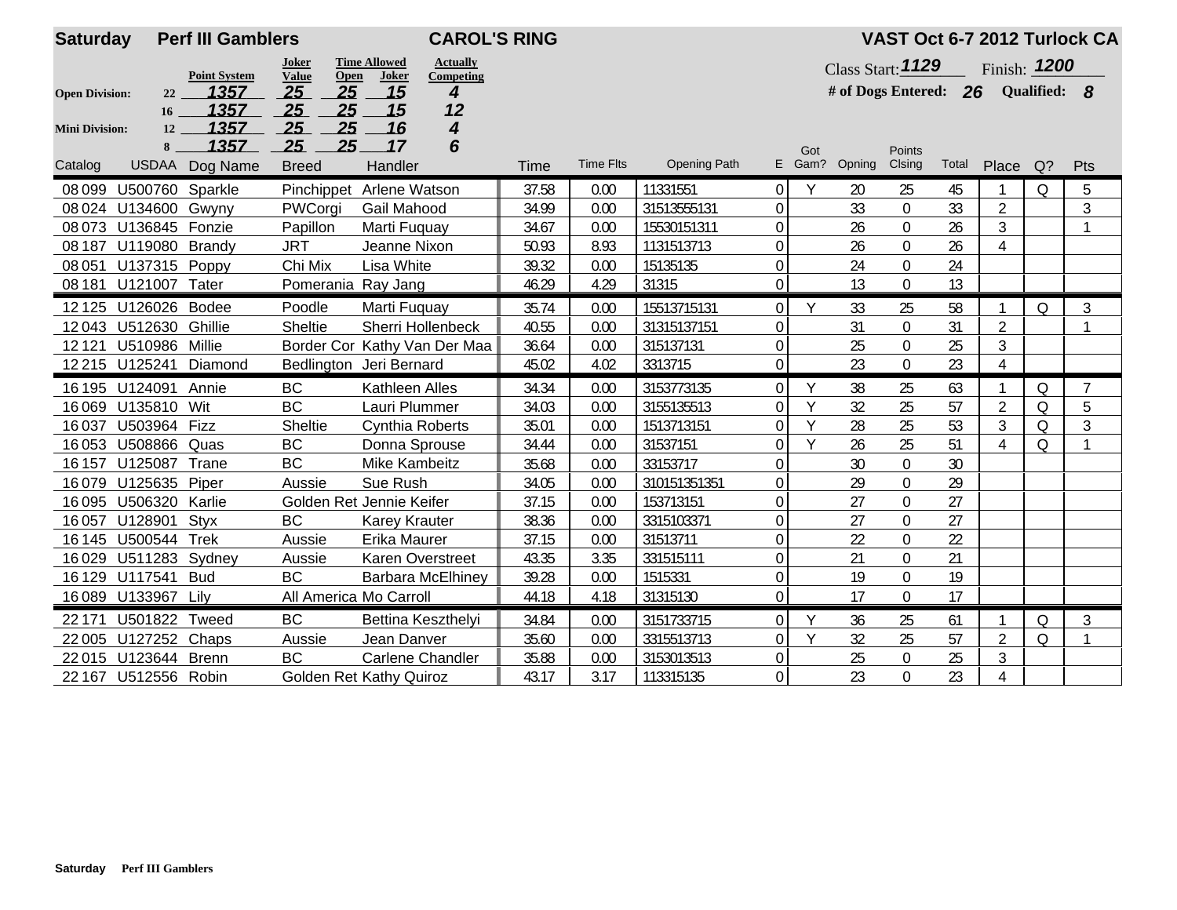**Saturday** **Perf III Gamblers** **CAROL'S RING** **VAST Oct 6-7 2012 Turlock CA**

| | | Point System | Joker Value | Time Allowed Open | Time Allowed Joker | Actually Competing |
|---|---|---|---|---|---|---|
| Open Division: | 22 | 1357 | 25 | 25 | 15 | 4 |
| | 16 | 1357 | 25 | 25 | 15 | 12 |
| Mini Division: | 12 | 1357 | 25 | 25 | 16 | 4 |
| | 8 | 1357 | 25 | 25 | 17 | 6 |

Class Start: 1129 Finish: 1200

# of Dogs Entered: 26 Qualified: 8

| Catalog | USDAA | Dog Name | Breed | Handler | Time | Time Flts | Opening Path | E | Got Gam? | Opning | Points Clsing | Total | Place | Q? | Pts |
|---|---|---|---|---|---|---|---|---|---|---|---|---|---|---|---|
| 08 099 | U500760 | Sparkle | Pinchippet | Arlene Watson | 37.58 | 0.00 | 11331551 | 0 | Y | 20 | 25 | 45 | 1 | Q | 5 |
| 08 024 | U134600 | Gwyny | PWCorgi | Gail Mahood | 34.99 | 0.00 | 31513555131 | 0 | | 33 | 0 | 33 | 2 | | 3 |
| 08 073 | U136845 | Fonzie | Papillon | Marti Fuquay | 34.67 | 0.00 | 15530151311 | 0 | | 26 | 0 | 26 | 3 | | 1 |
| 08 187 | U119080 | Brandy | JRT | Jeanne Nixon | 50.93 | 8.93 | 1131513713 | 0 | | 26 | 0 | 26 | 4 | | |
| 08 051 | U137315 | Poppy | Chi Mix | Lisa White | 39.32 | 0.00 | 15135135 | 0 | | 24 | 0 | 24 | | | |
| 08 181 | U121007 | Tater | Pomerania | Ray Jang | 46.29 | 4.29 | 31315 | 0 | | 13 | 0 | 13 | | | |
| 12 125 | U126026 | Bodee | Poodle | Marti Fuquay | 35.74 | 0.00 | 15513715131 | 0 | Y | 33 | 25 | 58 | 1 | Q | 3 |
| 12 043 | U512630 | Ghillie | Sheltie | Sherri Hollenbeck | 40.55 | 0.00 | 313151371 51 | 0 | | 31 | 0 | 31 | 2 | | 1 |
| 12 121 | U510986 | Millie | Border Cor | Kathy Van Der Maa | 36.64 | 0.00 | 315137131 | 0 | | 25 | 0 | 25 | 3 | | |
| 12 215 | U125241 | Diamond | Bedlington | Jeri Bernard | 45.02 | 4.02 | 3313715 | 0 | | 23 | 0 | 23 | 4 | | |
| 16 195 | U124091 | Annie | BC | Kathleen Alles | 34.34 | 0.00 | 3153773135 | 0 | Y | 38 | 25 | 63 | 1 | Q | 7 |
| 16 069 | U135810 | Wit | BC | Lauri Plummer | 34.03 | 0.00 | 3155135513 | 0 | Y | 32 | 25 | 57 | 2 | Q | 5 |
| 16 037 | U503964 | Fizz | Sheltie | Cynthia Roberts | 35.01 | 0.00 | 1513713151 | 0 | Y | 28 | 25 | 53 | 3 | Q | 3 |
| 16 053 | U508866 | Quas | BC | Donna Sprouse | 34.44 | 0.00 | 31537151 | 0 | Y | 26 | 25 | 51 | 4 | Q | 1 |
| 16 157 | U125087 | Trane | BC | Mike Kambeitz | 35.68 | 0.00 | 33153717 | 0 | | 30 | 0 | 30 | | | |
| 16 079 | U125635 | Piper | Aussie | Sue Rush | 34.05 | 0.00 | 310151351351 | 0 | | 29 | 0 | 29 | | | |
| 16 095 | U506320 | Karlie | Golden Ret | Jennie Keifer | 37.15 | 0.00 | 153713151 | 0 | | 27 | 0 | 27 | | | |
| 16 057 | U128901 | Styx | BC | Karey Krauter | 38.36 | 0.00 | 3315103371 | 0 | | 27 | 0 | 27 | | | |
| 16 145 | U500544 | Trek | Aussie | Erika Maurer | 37.15 | 0.00 | 31513711 | 0 | | 22 | 0 | 22 | | | |
| 16 029 | U511283 | Sydney | Aussie | Karen Overstreet | 43.35 | 3.35 | 331515111 | 0 | | 21 | 0 | 21 | | | |
| 16 129 | U117541 | Bud | BC | Barbara McElhiney | 39.28 | 0.00 | 1515331 | 0 | | 19 | 0 | 19 | | | |
| 16 089 | U133967 | Lily | All America | Mo Carroll | 44.18 | 4.18 | 31315130 | 0 | | 17 | 0 | 17 | | | |
| 22 171 | U501822 | Tweed | BC | Bettina Keszthelyi | 34.84 | 0.00 | 3151733715 | 0 | Y | 36 | 25 | 61 | 1 | Q | 3 |
| 22 005 | U127252 | Chaps | Aussie | Jean Danver | 35.60 | 0.00 | 3315513713 | 0 | Y | 32 | 25 | 57 | 2 | Q | 1 |
| 22 015 | U123644 | Brenn | BC | Carlene Chandler | 35.88 | 0.00 | 3153013513 | 0 | | 25 | 0 | 25 | 3 | | |
| 22 167 | U512556 | Robin | Golden Ret | Kathy Quiroz | 43.17 | 3.17 | 113315135 | 0 | | 23 | 0 | 23 | 4 | | |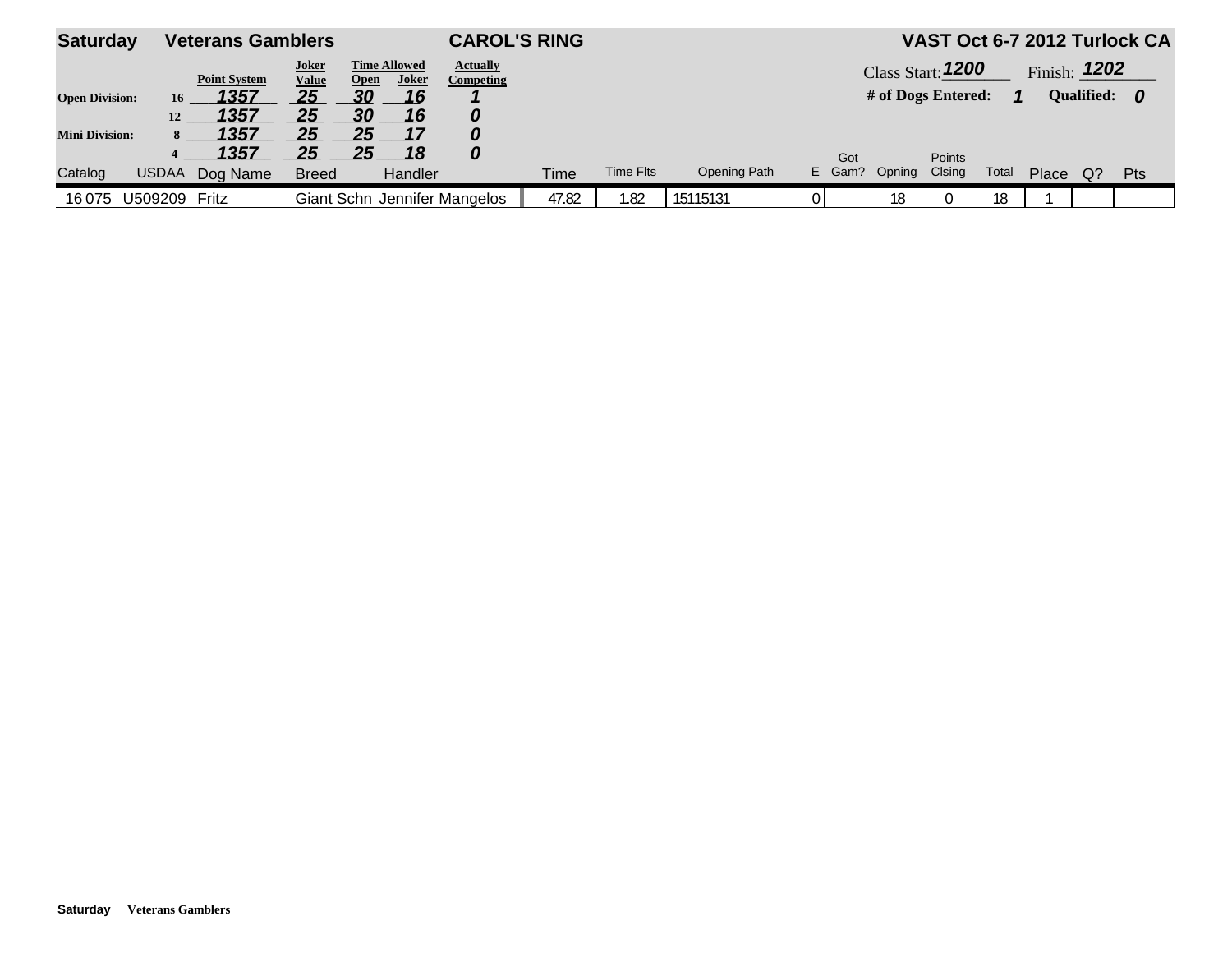**Saturday** **Veterans Gamblers** **CAROL'S RING** **VAST Oct 6-7 2012 Turlock CA**

Class Start: **1200** Finish: **1202**

**# of Dogs Entered: 1** **Qualified: 0**

| | | Point System | Joker Value | Time Allowed Open | Time Allowed Joker | Actually Competing |
|---|---|---|---|---|---|---|
| **Open Division:** | 16 | 1357 | 25 | 30 | 16 | 1 |
| | 12 | 1357 | 25 | 30 | 16 | 0 |
| **Mini Division:** | 8 | 1357 | 25 | 25 | 17 | 0 |
| | 4 | 1357 | 25 | 25 | 18 | 0 |

| Catalog | USDAA | Dog Name | Breed | Handler | Time | Time Flts | Opening Path | E | Got Gam? | Opning | Points Clsing | Total | Place | Q? | Pts |
|---|---|---|---|---|---|---|---|---|---|---|---|---|---|---|---|
| 16 075 | U509209 | Fritz | Giant Schn | Jennifer Mangelos | 47.82 | 1.82 | 15115131 | 0 | | 18 | 0 | 18 | 1 | | |